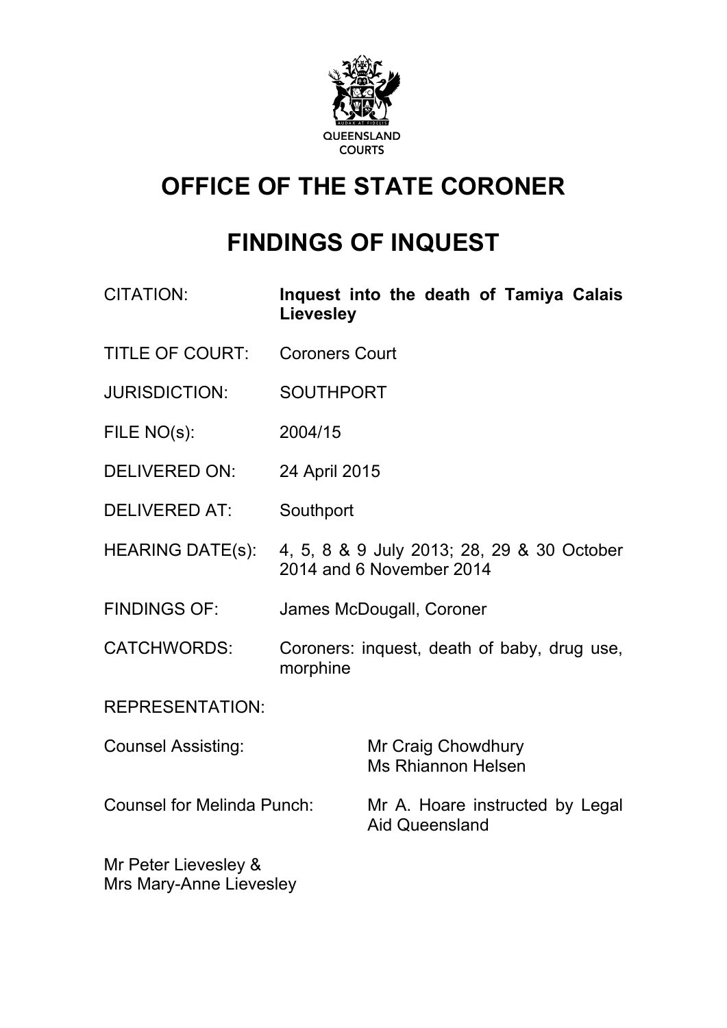QUEENSLAND COURTS

# OFFICE OF THE STATE CORONER

# FINDINGS OF INQUEST

| | |
|---|---|
| CITATION: | **Inquest into the death of Tamiya Calais Lievesley** |
| TITLE OF COURT: | Coroners Court |
| JURISDICTION: | SOUTHPORT |
| FILE NO(s): | 2004/15 |
| DELIVERED ON: | 24 April 2015 |
| DELIVERED AT: | Southport |
| HEARING DATE(s): | 4, 5, 8 & 9 July 2013; 28, 29 & 30 October 2014 and 6 November 2014 |
| FINDINGS OF: | James McDougall, Coroner |
| CATCHWORDS: | Coroners: inquest, death of baby, drug use, morphine |

REPRESENTATION:

| | |
|---|---|
| Counsel Assisting: | Mr Craig Chowdhury<br>Ms Rhiannon Helsen |
| Counsel for Melinda Punch: | Mr A. Hoare instructed by Legal Aid Queensland |

Mr Peter Lievesley &
Mrs Mary-Anne Lievesley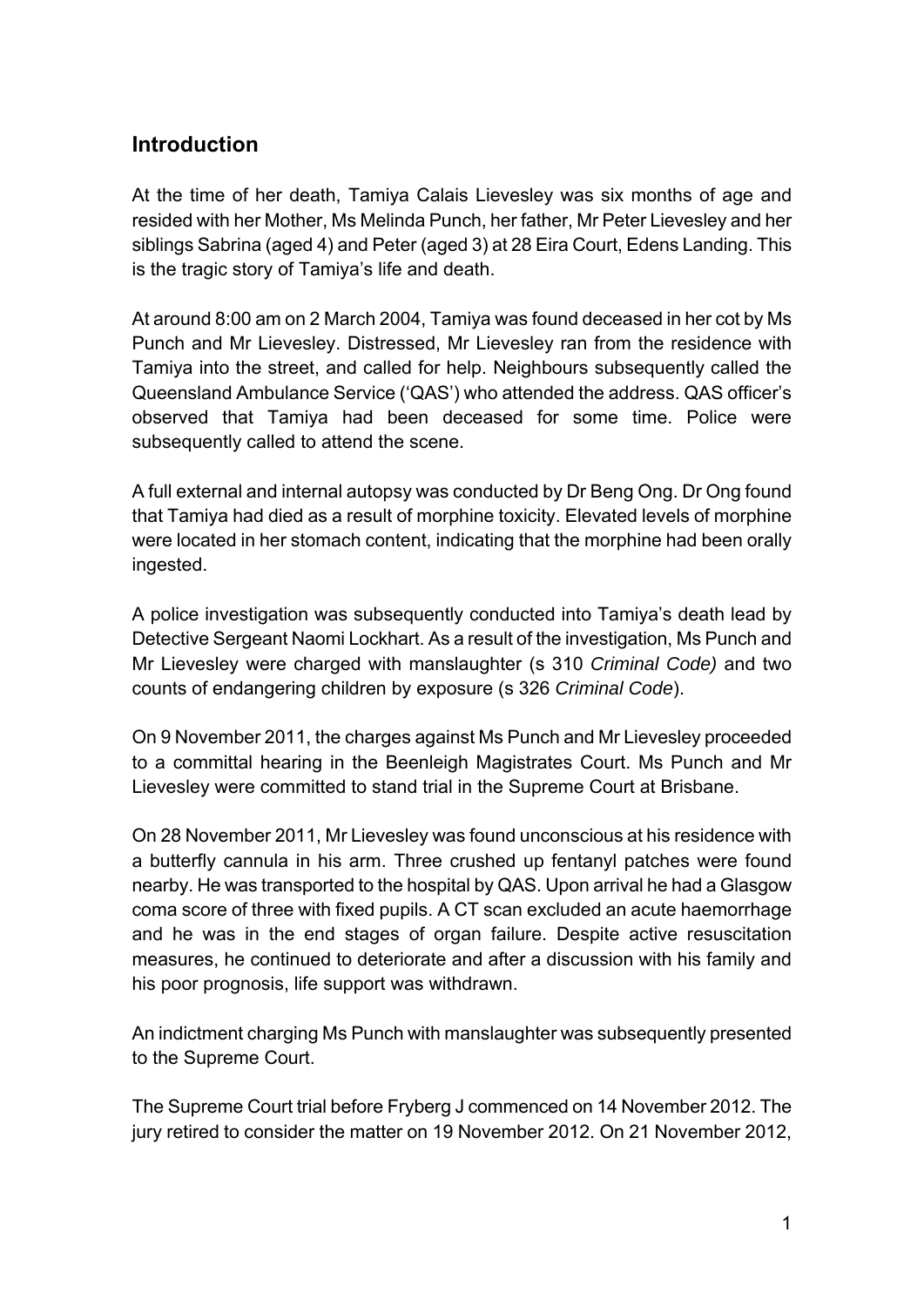## Introduction

At the time of her death, Tamiya Calais Lievesley was six months of age and resided with her Mother, Ms Melinda Punch, her father, Mr Peter Lievesley and her siblings Sabrina (aged 4) and Peter (aged 3) at 28 Eira Court, Edens Landing. This is the tragic story of Tamiya's life and death.

At around 8:00 am on 2 March 2004, Tamiya was found deceased in her cot by Ms Punch and Mr Lievesley. Distressed, Mr Lievesley ran from the residence with Tamiya into the street, and called for help. Neighbours subsequently called the Queensland Ambulance Service ('QAS') who attended the address. QAS officer's observed that Tamiya had been deceased for some time. Police were subsequently called to attend the scene.

A full external and internal autopsy was conducted by Dr Beng Ong. Dr Ong found that Tamiya had died as a result of morphine toxicity. Elevated levels of morphine were located in her stomach content, indicating that the morphine had been orally ingested.

A police investigation was subsequently conducted into Tamiya's death lead by Detective Sergeant Naomi Lockhart. As a result of the investigation, Ms Punch and Mr Lievesley were charged with manslaughter (s 310 *Criminal Code)* and two counts of endangering children by exposure (s 326 *Criminal Code*).

On 9 November 2011, the charges against Ms Punch and Mr Lievesley proceeded to a committal hearing in the Beenleigh Magistrates Court. Ms Punch and Mr Lievesley were committed to stand trial in the Supreme Court at Brisbane.

On 28 November 2011, Mr Lievesley was found unconscious at his residence with a butterfly cannula in his arm. Three crushed up fentanyl patches were found nearby. He was transported to the hospital by QAS. Upon arrival he had a Glasgow coma score of three with fixed pupils. A CT scan excluded an acute haemorrhage and he was in the end stages of organ failure. Despite active resuscitation measures, he continued to deteriorate and after a discussion with his family and his poor prognosis, life support was withdrawn.

An indictment charging Ms Punch with manslaughter was subsequently presented to the Supreme Court.

The Supreme Court trial before Fryberg J commenced on 14 November 2012. The jury retired to consider the matter on 19 November 2012. On 21 November 2012,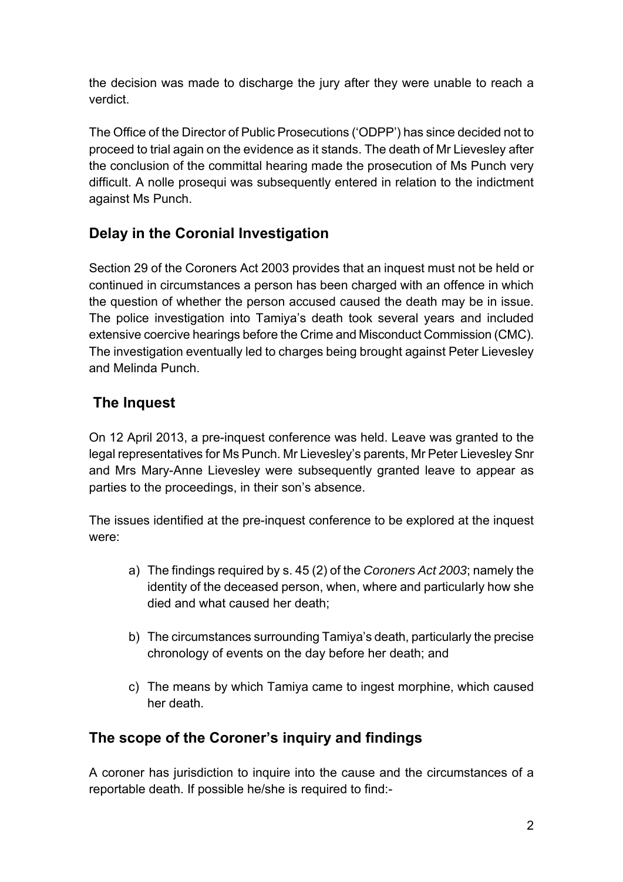the decision was made to discharge the jury after they were unable to reach a verdict.

The Office of the Director of Public Prosecutions ('ODPP') has since decided not to proceed to trial again on the evidence as it stands. The death of Mr Lievesley after the conclusion of the committal hearing made the prosecution of Ms Punch very difficult. A nolle prosequi was subsequently entered in relation to the indictment against Ms Punch.

## Delay in the Coronial Investigation

Section 29 of the Coroners Act 2003 provides that an inquest must not be held or continued in circumstances a person has been charged with an offence in which the question of whether the person accused caused the death may be in issue. The police investigation into Tamiya's death took several years and included extensive coercive hearings before the Crime and Misconduct Commission (CMC). The investigation eventually led to charges being brought against Peter Lievesley and Melinda Punch.

## The Inquest

On 12 April 2013, a pre-inquest conference was held. Leave was granted to the legal representatives for Ms Punch. Mr Lievesley's parents, Mr Peter Lievesley Snr and Mrs Mary-Anne Lievesley were subsequently granted leave to appear as parties to the proceedings, in their son's absence.

The issues identified at the pre-inquest conference to be explored at the inquest were:

a) The findings required by s. 45 (2) of the *Coroners Act 2003*; namely the identity of the deceased person, when, where and particularly how she died and what caused her death;

b) The circumstances surrounding Tamiya's death, particularly the precise chronology of events on the day before her death; and

c) The means by which Tamiya came to ingest morphine, which caused her death.

## The scope of the Coroner's inquiry and findings

A coroner has jurisdiction to inquire into the cause and the circumstances of a reportable death. If possible he/she is required to find:-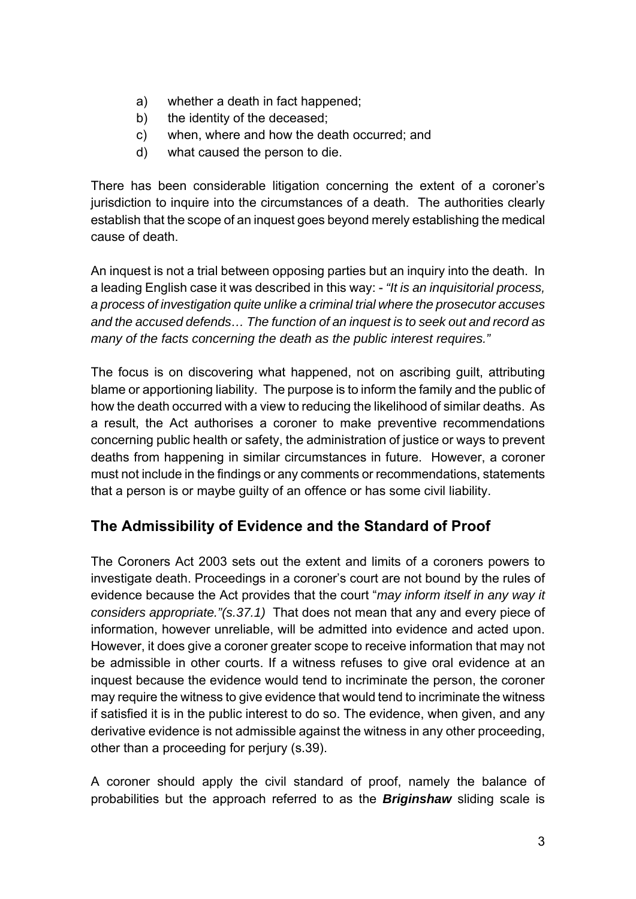a) whether a death in fact happened;
b) the identity of the deceased;
c) when, where and how the death occurred; and
d) what caused the person to die.

There has been considerable litigation concerning the extent of a coroner's jurisdiction to inquire into the circumstances of a death. The authorities clearly establish that the scope of an inquest goes beyond merely establishing the medical cause of death.

An inquest is not a trial between opposing parties but an inquiry into the death. In a leading English case it was described in this way: - *"It is an inquisitorial process, a process of investigation quite unlike a criminal trial where the prosecutor accuses and the accused defends… The function of an inquest is to seek out and record as many of the facts concerning the death as the public interest requires."*

The focus is on discovering what happened, not on ascribing guilt, attributing blame or apportioning liability. The purpose is to inform the family and the public of how the death occurred with a view to reducing the likelihood of similar deaths. As a result, the Act authorises a coroner to make preventive recommendations concerning public health or safety, the administration of justice or ways to prevent deaths from happening in similar circumstances in future. However, a coroner must not include in the findings or any comments or recommendations, statements that a person is or maybe guilty of an offence or has some civil liability.

## The Admissibility of Evidence and the Standard of Proof

The Coroners Act 2003 sets out the extent and limits of a coroners powers to investigate death. Proceedings in a coroner's court are not bound by the rules of evidence because the Act provides that the court "*may inform itself in any way it considers appropriate."(s.37.1)* That does not mean that any and every piece of information, however unreliable, will be admitted into evidence and acted upon. However, it does give a coroner greater scope to receive information that may not be admissible in other courts. If a witness refuses to give oral evidence at an inquest because the evidence would tend to incriminate the person, the coroner may require the witness to give evidence that would tend to incriminate the witness if satisfied it is in the public interest to do so. The evidence, when given, and any derivative evidence is not admissible against the witness in any other proceeding, other than a proceeding for perjury (s.39).

A coroner should apply the civil standard of proof, namely the balance of probabilities but the approach referred to as the ***Briginshaw*** sliding scale is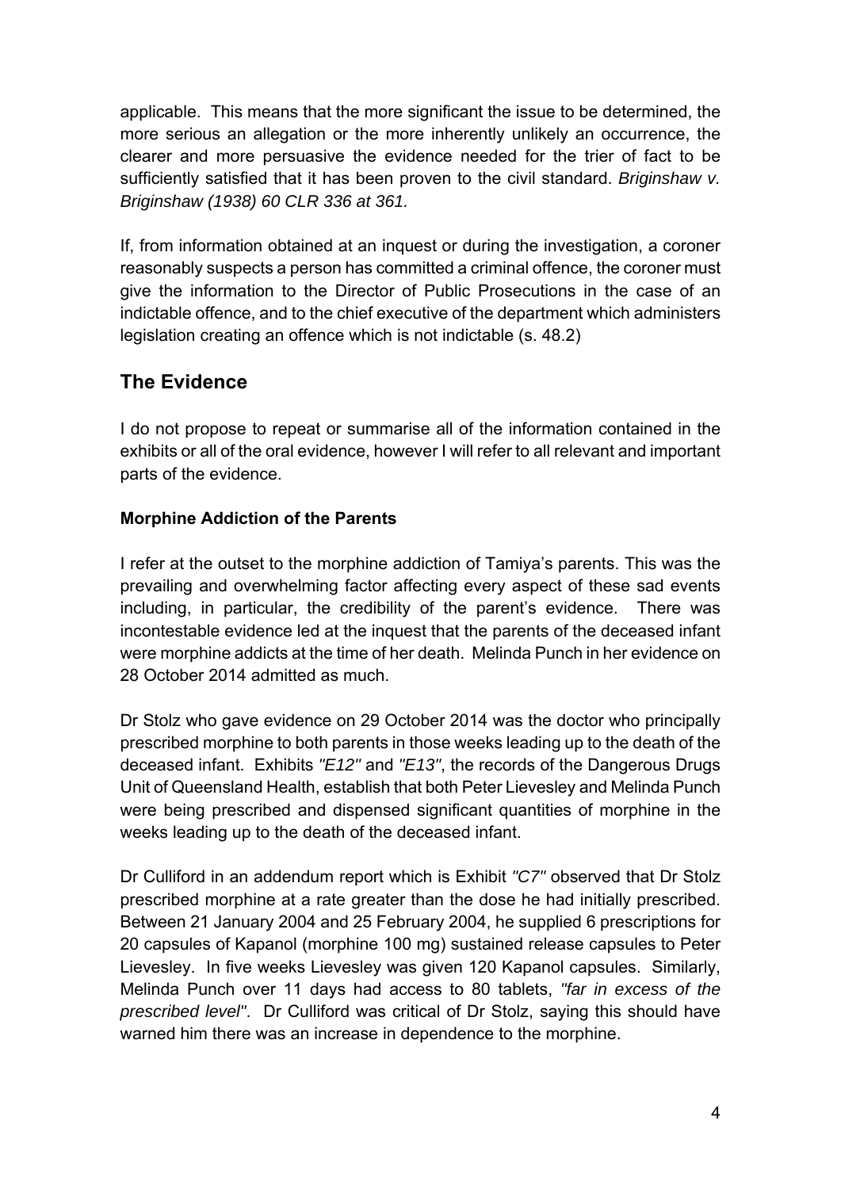applicable. This means that the more significant the issue to be determined, the more serious an allegation or the more inherently unlikely an occurrence, the clearer and more persuasive the evidence needed for the trier of fact to be sufficiently satisfied that it has been proven to the civil standard. *Briginshaw v. Briginshaw (1938) 60 CLR 336 at 361.*

If, from information obtained at an inquest or during the investigation, a coroner reasonably suspects a person has committed a criminal offence, the coroner must give the information to the Director of Public Prosecutions in the case of an indictable offence, and to the chief executive of the department which administers legislation creating an offence which is not indictable (s. 48.2)

## The Evidence

I do not propose to repeat or summarise all of the information contained in the exhibits or all of the oral evidence, however I will refer to all relevant and important parts of the evidence.

**Morphine Addiction of the Parents**

I refer at the outset to the morphine addiction of Tamiya's parents. This was the prevailing and overwhelming factor affecting every aspect of these sad events including, in particular, the credibility of the parent's evidence. There was incontestable evidence led at the inquest that the parents of the deceased infant were morphine addicts at the time of her death. Melinda Punch in her evidence on 28 October 2014 admitted as much.

Dr Stolz who gave evidence on 29 October 2014 was the doctor who principally prescribed morphine to both parents in those weeks leading up to the death of the deceased infant. Exhibits *"E12"* and *"E13"*, the records of the Dangerous Drugs Unit of Queensland Health, establish that both Peter Lievesley and Melinda Punch were being prescribed and dispensed significant quantities of morphine in the weeks leading up to the death of the deceased infant.

Dr Culliford in an addendum report which is Exhibit *"C7"* observed that Dr Stolz prescribed morphine at a rate greater than the dose he had initially prescribed. Between 21 January 2004 and 25 February 2004, he supplied 6 prescriptions for 20 capsules of Kapanol (morphine 100 mg) sustained release capsules to Peter Lievesley. In five weeks Lievesley was given 120 Kapanol capsules. Similarly, Melinda Punch over 11 days had access to 80 tablets, *"far in excess of the prescribed level"*. Dr Culliford was critical of Dr Stolz, saying this should have warned him there was an increase in dependence to the morphine.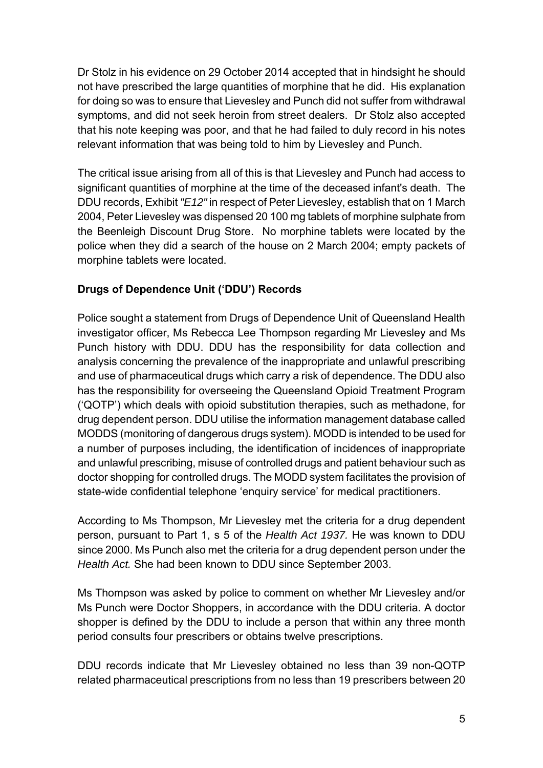Dr Stolz in his evidence on 29 October 2014 accepted that in hindsight he should not have prescribed the large quantities of morphine that he did. His explanation for doing so was to ensure that Lievesley and Punch did not suffer from withdrawal symptoms, and did not seek heroin from street dealers. Dr Stolz also accepted that his note keeping was poor, and that he had failed to duly record in his notes relevant information that was being told to him by Lievesley and Punch.

The critical issue arising from all of this is that Lievesley and Punch had access to significant quantities of morphine at the time of the deceased infant's death. The DDU records, Exhibit *"E12"* in respect of Peter Lievesley, establish that on 1 March 2004, Peter Lievesley was dispensed 20 100 mg tablets of morphine sulphate from the Beenleigh Discount Drug Store. No morphine tablets were located by the police when they did a search of the house on 2 March 2004; empty packets of morphine tablets were located.

**Drugs of Dependence Unit ('DDU') Records**

Police sought a statement from Drugs of Dependence Unit of Queensland Health investigator officer, Ms Rebecca Lee Thompson regarding Mr Lievesley and Ms Punch history with DDU. DDU has the responsibility for data collection and analysis concerning the prevalence of the inappropriate and unlawful prescribing and use of pharmaceutical drugs which carry a risk of dependence. The DDU also has the responsibility for overseeing the Queensland Opioid Treatment Program ('QOTP') which deals with opioid substitution therapies, such as methadone, for drug dependent person. DDU utilise the information management database called MODDS (monitoring of dangerous drugs system). MODD is intended to be used for a number of purposes including, the identification of incidences of inappropriate and unlawful prescribing, misuse of controlled drugs and patient behaviour such as doctor shopping for controlled drugs. The MODD system facilitates the provision of state-wide confidential telephone 'enquiry service' for medical practitioners.

According to Ms Thompson, Mr Lievesley met the criteria for a drug dependent person, pursuant to Part 1, s 5 of the *Health Act 1937.* He was known to DDU since 2000. Ms Punch also met the criteria for a drug dependent person under the *Health Act.* She had been known to DDU since September 2003.

Ms Thompson was asked by police to comment on whether Mr Lievesley and/or Ms Punch were Doctor Shoppers, in accordance with the DDU criteria. A doctor shopper is defined by the DDU to include a person that within any three month period consults four prescribers or obtains twelve prescriptions.

DDU records indicate that Mr Lievesley obtained no less than 39 non-QOTP related pharmaceutical prescriptions from no less than 19 prescribers between 20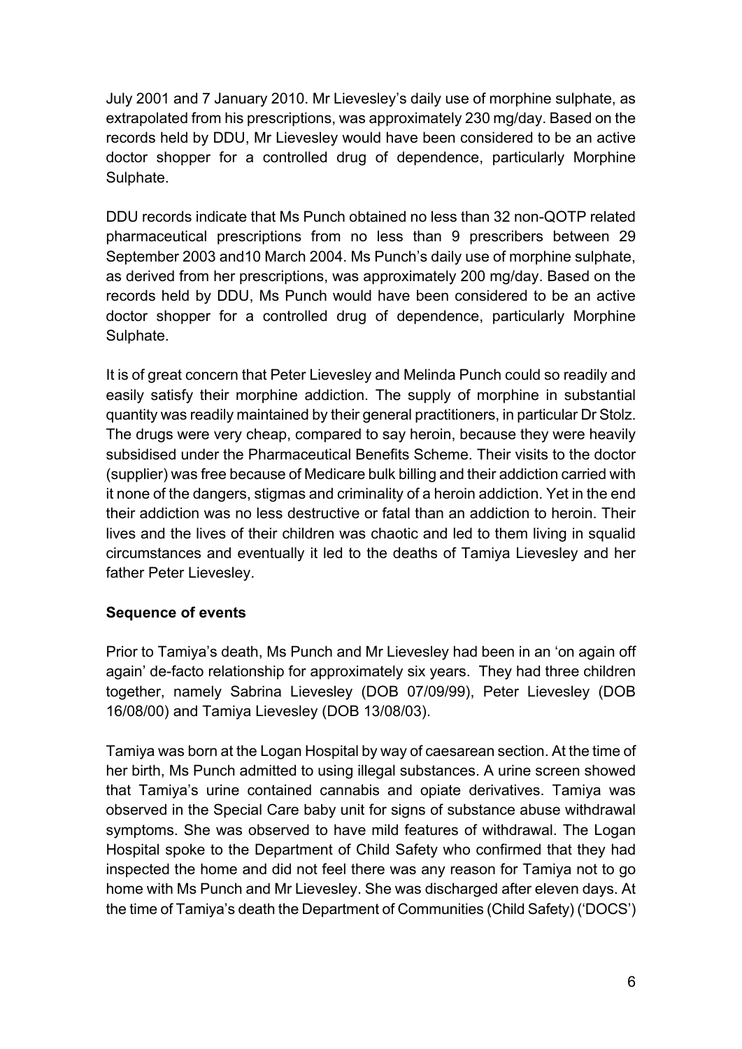July 2001 and 7 January 2010. Mr Lievesley's daily use of morphine sulphate, as extrapolated from his prescriptions, was approximately 230 mg/day. Based on the records held by DDU, Mr Lievesley would have been considered to be an active doctor shopper for a controlled drug of dependence, particularly Morphine Sulphate.

DDU records indicate that Ms Punch obtained no less than 32 non-QOTP related pharmaceutical prescriptions from no less than 9 prescribers between 29 September 2003 and10 March 2004. Ms Punch's daily use of morphine sulphate, as derived from her prescriptions, was approximately 200 mg/day. Based on the records held by DDU, Ms Punch would have been considered to be an active doctor shopper for a controlled drug of dependence, particularly Morphine Sulphate.

It is of great concern that Peter Lievesley and Melinda Punch could so readily and easily satisfy their morphine addiction. The supply of morphine in substantial quantity was readily maintained by their general practitioners, in particular Dr Stolz. The drugs were very cheap, compared to say heroin, because they were heavily subsidised under the Pharmaceutical Benefits Scheme. Their visits to the doctor (supplier) was free because of Medicare bulk billing and their addiction carried with it none of the dangers, stigmas and criminality of a heroin addiction. Yet in the end their addiction was no less destructive or fatal than an addiction to heroin. Their lives and the lives of their children was chaotic and led to them living in squalid circumstances and eventually it led to the deaths of Tamiya Lievesley and her father Peter Lievesley.

**Sequence of events**

Prior to Tamiya's death, Ms Punch and Mr Lievesley had been in an 'on again off again' de-facto relationship for approximately six years. They had three children together, namely Sabrina Lievesley (DOB 07/09/99), Peter Lievesley (DOB 16/08/00) and Tamiya Lievesley (DOB 13/08/03).

Tamiya was born at the Logan Hospital by way of caesarean section. At the time of her birth, Ms Punch admitted to using illegal substances. A urine screen showed that Tamiya's urine contained cannabis and opiate derivatives. Tamiya was observed in the Special Care baby unit for signs of substance abuse withdrawal symptoms. She was observed to have mild features of withdrawal. The Logan Hospital spoke to the Department of Child Safety who confirmed that they had inspected the home and did not feel there was any reason for Tamiya not to go home with Ms Punch and Mr Lievesley. She was discharged after eleven days. At the time of Tamiya's death the Department of Communities (Child Safety) ('DOCS')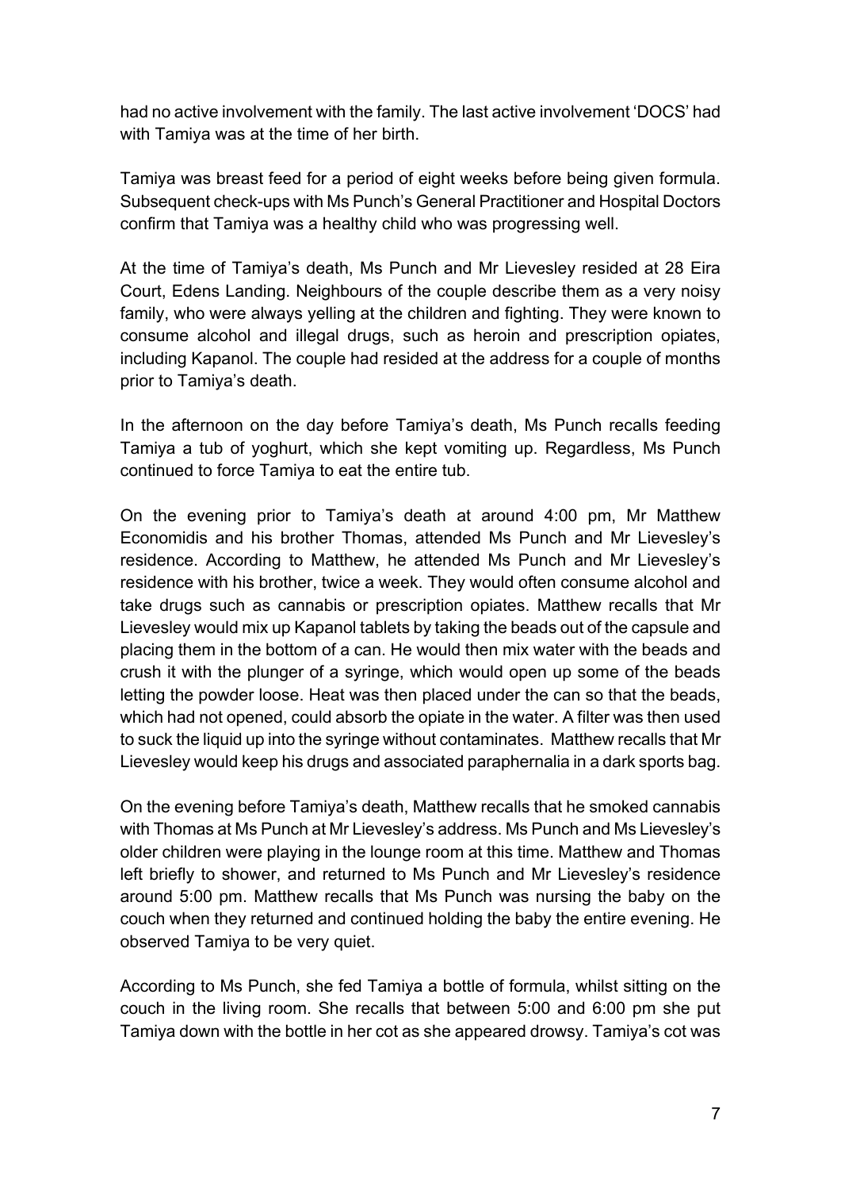had no active involvement with the family. The last active involvement 'DOCS' had with Tamiya was at the time of her birth.

Tamiya was breast feed for a period of eight weeks before being given formula. Subsequent check-ups with Ms Punch's General Practitioner and Hospital Doctors confirm that Tamiya was a healthy child who was progressing well.

At the time of Tamiya's death, Ms Punch and Mr Lievesley resided at 28 Eira Court, Edens Landing. Neighbours of the couple describe them as a very noisy family, who were always yelling at the children and fighting. They were known to consume alcohol and illegal drugs, such as heroin and prescription opiates, including Kapanol. The couple had resided at the address for a couple of months prior to Tamiya's death.

In the afternoon on the day before Tamiya's death, Ms Punch recalls feeding Tamiya a tub of yoghurt, which she kept vomiting up. Regardless, Ms Punch continued to force Tamiya to eat the entire tub.

On the evening prior to Tamiya's death at around 4:00 pm, Mr Matthew Economidis and his brother Thomas, attended Ms Punch and Mr Lievesley's residence. According to Matthew, he attended Ms Punch and Mr Lievesley's residence with his brother, twice a week. They would often consume alcohol and take drugs such as cannabis or prescription opiates. Matthew recalls that Mr Lievesley would mix up Kapanol tablets by taking the beads out of the capsule and placing them in the bottom of a can. He would then mix water with the beads and crush it with the plunger of a syringe, which would open up some of the beads letting the powder loose. Heat was then placed under the can so that the beads, which had not opened, could absorb the opiate in the water. A filter was then used to suck the liquid up into the syringe without contaminates. Matthew recalls that Mr Lievesley would keep his drugs and associated paraphernalia in a dark sports bag.

On the evening before Tamiya's death, Matthew recalls that he smoked cannabis with Thomas at Ms Punch at Mr Lievesley's address. Ms Punch and Ms Lievesley's older children were playing in the lounge room at this time. Matthew and Thomas left briefly to shower, and returned to Ms Punch and Mr Lievesley's residence around 5:00 pm. Matthew recalls that Ms Punch was nursing the baby on the couch when they returned and continued holding the baby the entire evening. He observed Tamiya to be very quiet.

According to Ms Punch, she fed Tamiya a bottle of formula, whilst sitting on the couch in the living room. She recalls that between 5:00 and 6:00 pm she put Tamiya down with the bottle in her cot as she appeared drowsy. Tamiya's cot was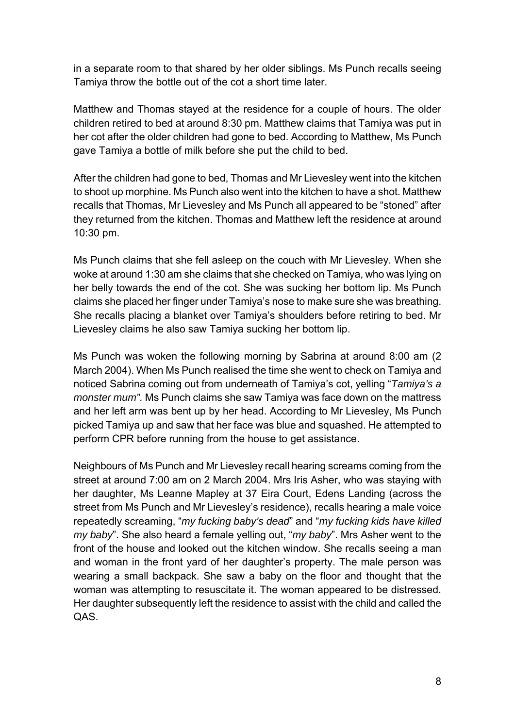in a separate room to that shared by her older siblings. Ms Punch recalls seeing Tamiya throw the bottle out of the cot a short time later.

Matthew and Thomas stayed at the residence for a couple of hours. The older children retired to bed at around 8:30 pm. Matthew claims that Tamiya was put in her cot after the older children had gone to bed. According to Matthew, Ms Punch gave Tamiya a bottle of milk before she put the child to bed.

After the children had gone to bed, Thomas and Mr Lievesley went into the kitchen to shoot up morphine. Ms Punch also went into the kitchen to have a shot. Matthew recalls that Thomas, Mr Lievesley and Ms Punch all appeared to be "stoned" after they returned from the kitchen. Thomas and Matthew left the residence at around 10:30 pm.

Ms Punch claims that she fell asleep on the couch with Mr Lievesley. When she woke at around 1:30 am she claims that she checked on Tamiya, who was lying on her belly towards the end of the cot. She was sucking her bottom lip. Ms Punch claims she placed her finger under Tamiya's nose to make sure she was breathing. She recalls placing a blanket over Tamiya's shoulders before retiring to bed. Mr Lievesley claims he also saw Tamiya sucking her bottom lip.

Ms Punch was woken the following morning by Sabrina at around 8:00 am (2 March 2004). When Ms Punch realised the time she went to check on Tamiya and noticed Sabrina coming out from underneath of Tamiya's cot, yelling "*Tamiya's a monster mum".* Ms Punch claims she saw Tamiya was face down on the mattress and her left arm was bent up by her head. According to Mr Lievesley, Ms Punch picked Tamiya up and saw that her face was blue and squashed. He attempted to perform CPR before running from the house to get assistance.

Neighbours of Ms Punch and Mr Lievesley recall hearing screams coming from the street at around 7:00 am on 2 March 2004. Mrs Iris Asher, who was staying with her daughter, Ms Leanne Mapley at 37 Eira Court, Edens Landing (across the street from Ms Punch and Mr Lievesley's residence), recalls hearing a male voice repeatedly screaming, "*my fucking baby's dead*" and "*my fucking kids have killed my baby*". She also heard a female yelling out, "*my baby*". Mrs Asher went to the front of the house and looked out the kitchen window. She recalls seeing a man and woman in the front yard of her daughter's property. The male person was wearing a small backpack. She saw a baby on the floor and thought that the woman was attempting to resuscitate it. The woman appeared to be distressed. Her daughter subsequently left the residence to assist with the child and called the QAS.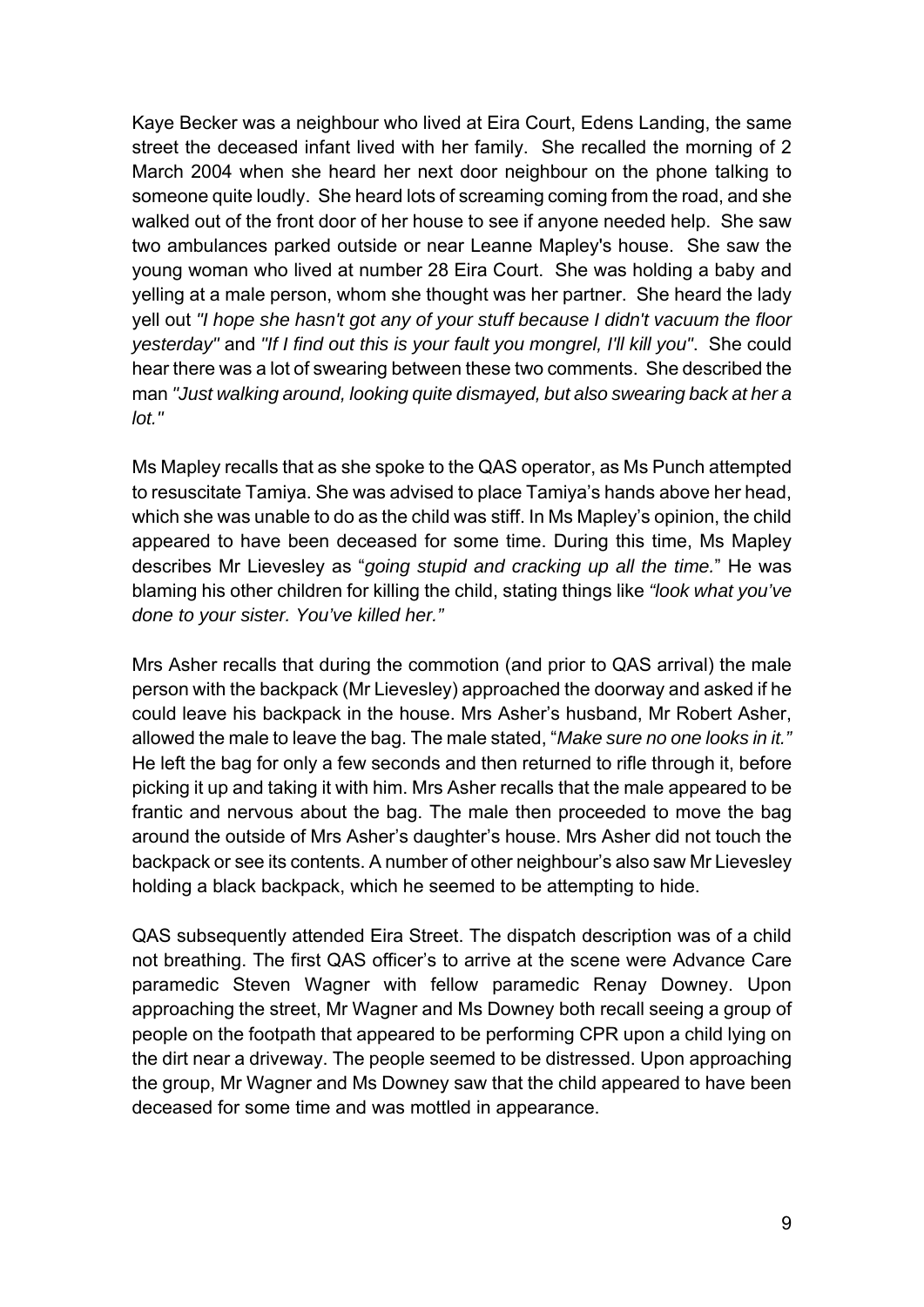Kaye Becker was a neighbour who lived at Eira Court, Edens Landing, the same street the deceased infant lived with her family. She recalled the morning of 2 March 2004 when she heard her next door neighbour on the phone talking to someone quite loudly. She heard lots of screaming coming from the road, and she walked out of the front door of her house to see if anyone needed help. She saw two ambulances parked outside or near Leanne Mapley's house. She saw the young woman who lived at number 28 Eira Court. She was holding a baby and yelling at a male person, whom she thought was her partner. She heard the lady yell out *"I hope she hasn't got any of your stuff because I didn't vacuum the floor yesterday"* and *"If I find out this is your fault you mongrel, I'll kill you"*. She could hear there was a lot of swearing between these two comments. She described the man *"Just walking around, looking quite dismayed, but also swearing back at her a lot."*

Ms Mapley recalls that as she spoke to the QAS operator, as Ms Punch attempted to resuscitate Tamiya. She was advised to place Tamiya's hands above her head, which she was unable to do as the child was stiff. In Ms Mapley's opinion, the child appeared to have been deceased for some time. During this time, Ms Mapley describes Mr Lievesley as "*going stupid and cracking up all the time.*" He was blaming his other children for killing the child, stating things like *"look what you've done to your sister. You've killed her."*

Mrs Asher recalls that during the commotion (and prior to QAS arrival) the male person with the backpack (Mr Lievesley) approached the doorway and asked if he could leave his backpack in the house. Mrs Asher's husband, Mr Robert Asher, allowed the male to leave the bag. The male stated, "*Make sure no one looks in it.*" He left the bag for only a few seconds and then returned to rifle through it, before picking it up and taking it with him. Mrs Asher recalls that the male appeared to be frantic and nervous about the bag. The male then proceeded to move the bag around the outside of Mrs Asher's daughter's house. Mrs Asher did not touch the backpack or see its contents. A number of other neighbour's also saw Mr Lievesley holding a black backpack, which he seemed to be attempting to hide.

QAS subsequently attended Eira Street. The dispatch description was of a child not breathing. The first QAS officer's to arrive at the scene were Advance Care paramedic Steven Wagner with fellow paramedic Renay Downey. Upon approaching the street, Mr Wagner and Ms Downey both recall seeing a group of people on the footpath that appeared to be performing CPR upon a child lying on the dirt near a driveway. The people seemed to be distressed. Upon approaching the group, Mr Wagner and Ms Downey saw that the child appeared to have been deceased for some time and was mottled in appearance.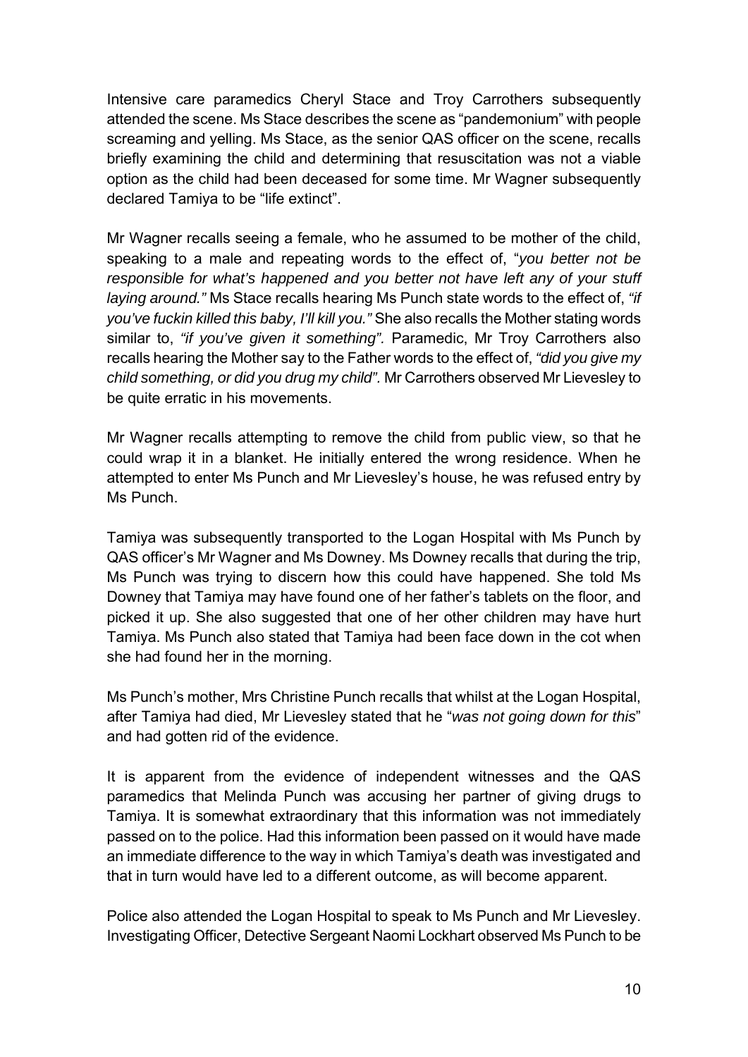Intensive care paramedics Cheryl Stace and Troy Carrothers subsequently attended the scene. Ms Stace describes the scene as "pandemonium" with people screaming and yelling. Ms Stace, as the senior QAS officer on the scene, recalls briefly examining the child and determining that resuscitation was not a viable option as the child had been deceased for some time. Mr Wagner subsequently declared Tamiya to be "life extinct".

Mr Wagner recalls seeing a female, who he assumed to be mother of the child, speaking to a male and repeating words to the effect of, "*you better not be responsible for what's happened and you better not have left any of your stuff laying around."* Ms Stace recalls hearing Ms Punch state words to the effect of, *"if you've fuckin killed this baby, I'll kill you."* She also recalls the Mother stating words similar to, *"if you've given it something".* Paramedic, Mr Troy Carrothers also recalls hearing the Mother say to the Father words to the effect of, *"did you give my child something, or did you drug my child".* Mr Carrothers observed Mr Lievesley to be quite erratic in his movements.

Mr Wagner recalls attempting to remove the child from public view, so that he could wrap it in a blanket. He initially entered the wrong residence. When he attempted to enter Ms Punch and Mr Lievesley's house, he was refused entry by Ms Punch.

Tamiya was subsequently transported to the Logan Hospital with Ms Punch by QAS officer's Mr Wagner and Ms Downey. Ms Downey recalls that during the trip, Ms Punch was trying to discern how this could have happened. She told Ms Downey that Tamiya may have found one of her father's tablets on the floor, and picked it up. She also suggested that one of her other children may have hurt Tamiya. Ms Punch also stated that Tamiya had been face down in the cot when she had found her in the morning.

Ms Punch's mother, Mrs Christine Punch recalls that whilst at the Logan Hospital, after Tamiya had died, Mr Lievesley stated that he "*was not going down for this*" and had gotten rid of the evidence.

It is apparent from the evidence of independent witnesses and the QAS paramedics that Melinda Punch was accusing her partner of giving drugs to Tamiya. It is somewhat extraordinary that this information was not immediately passed on to the police. Had this information been passed on it would have made an immediate difference to the way in which Tamiya's death was investigated and that in turn would have led to a different outcome, as will become apparent.

Police also attended the Logan Hospital to speak to Ms Punch and Mr Lievesley. Investigating Officer, Detective Sergeant Naomi Lockhart observed Ms Punch to be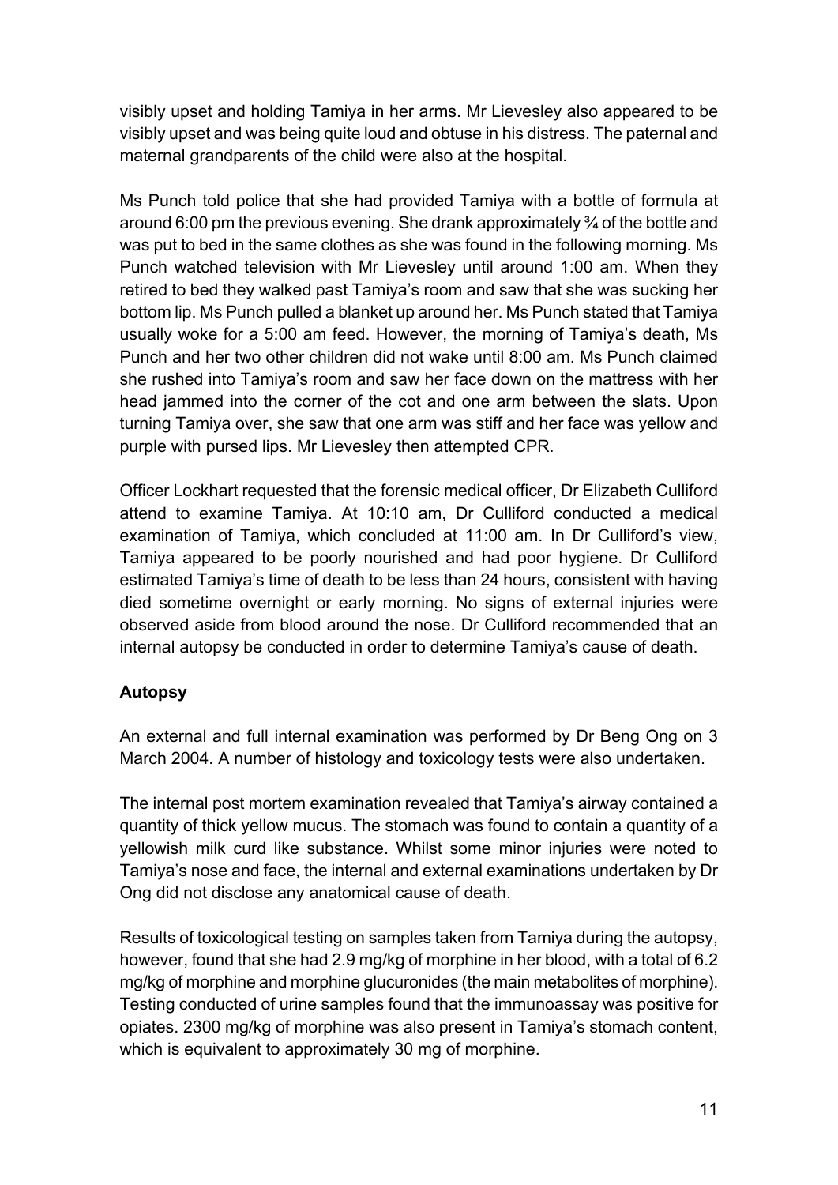visibly upset and holding Tamiya in her arms. Mr Lievesley also appeared to be visibly upset and was being quite loud and obtuse in his distress. The paternal and maternal grandparents of the child were also at the hospital.

Ms Punch told police that she had provided Tamiya with a bottle of formula at around 6:00 pm the previous evening. She drank approximately ¾ of the bottle and was put to bed in the same clothes as she was found in the following morning. Ms Punch watched television with Mr Lievesley until around 1:00 am. When they retired to bed they walked past Tamiya's room and saw that she was sucking her bottom lip. Ms Punch pulled a blanket up around her. Ms Punch stated that Tamiya usually woke for a 5:00 am feed. However, the morning of Tamiya's death, Ms Punch and her two other children did not wake until 8:00 am. Ms Punch claimed she rushed into Tamiya's room and saw her face down on the mattress with her head jammed into the corner of the cot and one arm between the slats. Upon turning Tamiya over, she saw that one arm was stiff and her face was yellow and purple with pursed lips. Mr Lievesley then attempted CPR.

Officer Lockhart requested that the forensic medical officer, Dr Elizabeth Culliford attend to examine Tamiya. At 10:10 am, Dr Culliford conducted a medical examination of Tamiya, which concluded at 11:00 am. In Dr Culliford's view, Tamiya appeared to be poorly nourished and had poor hygiene. Dr Culliford estimated Tamiya's time of death to be less than 24 hours, consistent with having died sometime overnight or early morning. No signs of external injuries were observed aside from blood around the nose. Dr Culliford recommended that an internal autopsy be conducted in order to determine Tamiya's cause of death.

**Autopsy**

An external and full internal examination was performed by Dr Beng Ong on 3 March 2004. A number of histology and toxicology tests were also undertaken.

The internal post mortem examination revealed that Tamiya's airway contained a quantity of thick yellow mucus. The stomach was found to contain a quantity of a yellowish milk curd like substance. Whilst some minor injuries were noted to Tamiya's nose and face, the internal and external examinations undertaken by Dr Ong did not disclose any anatomical cause of death.

Results of toxicological testing on samples taken from Tamiya during the autopsy, however, found that she had 2.9 mg/kg of morphine in her blood, with a total of 6.2 mg/kg of morphine and morphine glucuronides (the main metabolites of morphine). Testing conducted of urine samples found that the immunoassay was positive for opiates. 2300 mg/kg of morphine was also present in Tamiya's stomach content, which is equivalent to approximately 30 mg of morphine.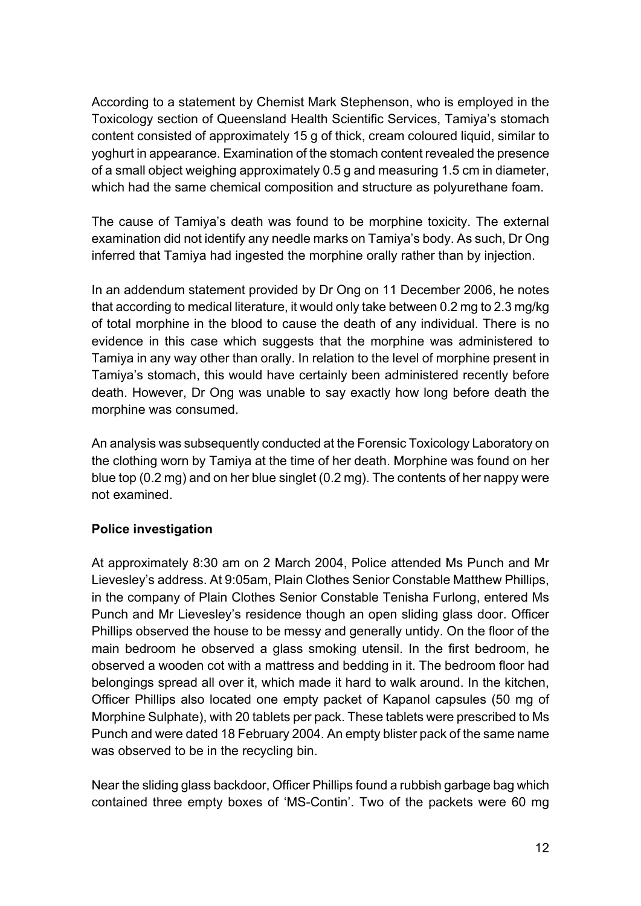According to a statement by Chemist Mark Stephenson, who is employed in the Toxicology section of Queensland Health Scientific Services, Tamiya's stomach content consisted of approximately 15 g of thick, cream coloured liquid, similar to yoghurt in appearance. Examination of the stomach content revealed the presence of a small object weighing approximately 0.5 g and measuring 1.5 cm in diameter, which had the same chemical composition and structure as polyurethane foam.

The cause of Tamiya's death was found to be morphine toxicity. The external examination did not identify any needle marks on Tamiya's body. As such, Dr Ong inferred that Tamiya had ingested the morphine orally rather than by injection.

In an addendum statement provided by Dr Ong on 11 December 2006, he notes that according to medical literature, it would only take between 0.2 mg to 2.3 mg/kg of total morphine in the blood to cause the death of any individual. There is no evidence in this case which suggests that the morphine was administered to Tamiya in any way other than orally. In relation to the level of morphine present in Tamiya's stomach, this would have certainly been administered recently before death. However, Dr Ong was unable to say exactly how long before death the morphine was consumed.

An analysis was subsequently conducted at the Forensic Toxicology Laboratory on the clothing worn by Tamiya at the time of her death. Morphine was found on her blue top (0.2 mg) and on her blue singlet (0.2 mg). The contents of her nappy were not examined.

**Police investigation**

At approximately 8:30 am on 2 March 2004, Police attended Ms Punch and Mr Lievesley's address. At 9:05am, Plain Clothes Senior Constable Matthew Phillips, in the company of Plain Clothes Senior Constable Tenisha Furlong, entered Ms Punch and Mr Lievesley's residence though an open sliding glass door. Officer Phillips observed the house to be messy and generally untidy. On the floor of the main bedroom he observed a glass smoking utensil. In the first bedroom, he observed a wooden cot with a mattress and bedding in it. The bedroom floor had belongings spread all over it, which made it hard to walk around. In the kitchen, Officer Phillips also located one empty packet of Kapanol capsules (50 mg of Morphine Sulphate), with 20 tablets per pack. These tablets were prescribed to Ms Punch and were dated 18 February 2004. An empty blister pack of the same name was observed to be in the recycling bin.

Near the sliding glass backdoor, Officer Phillips found a rubbish garbage bag which contained three empty boxes of 'MS-Contin'. Two of the packets were 60 mg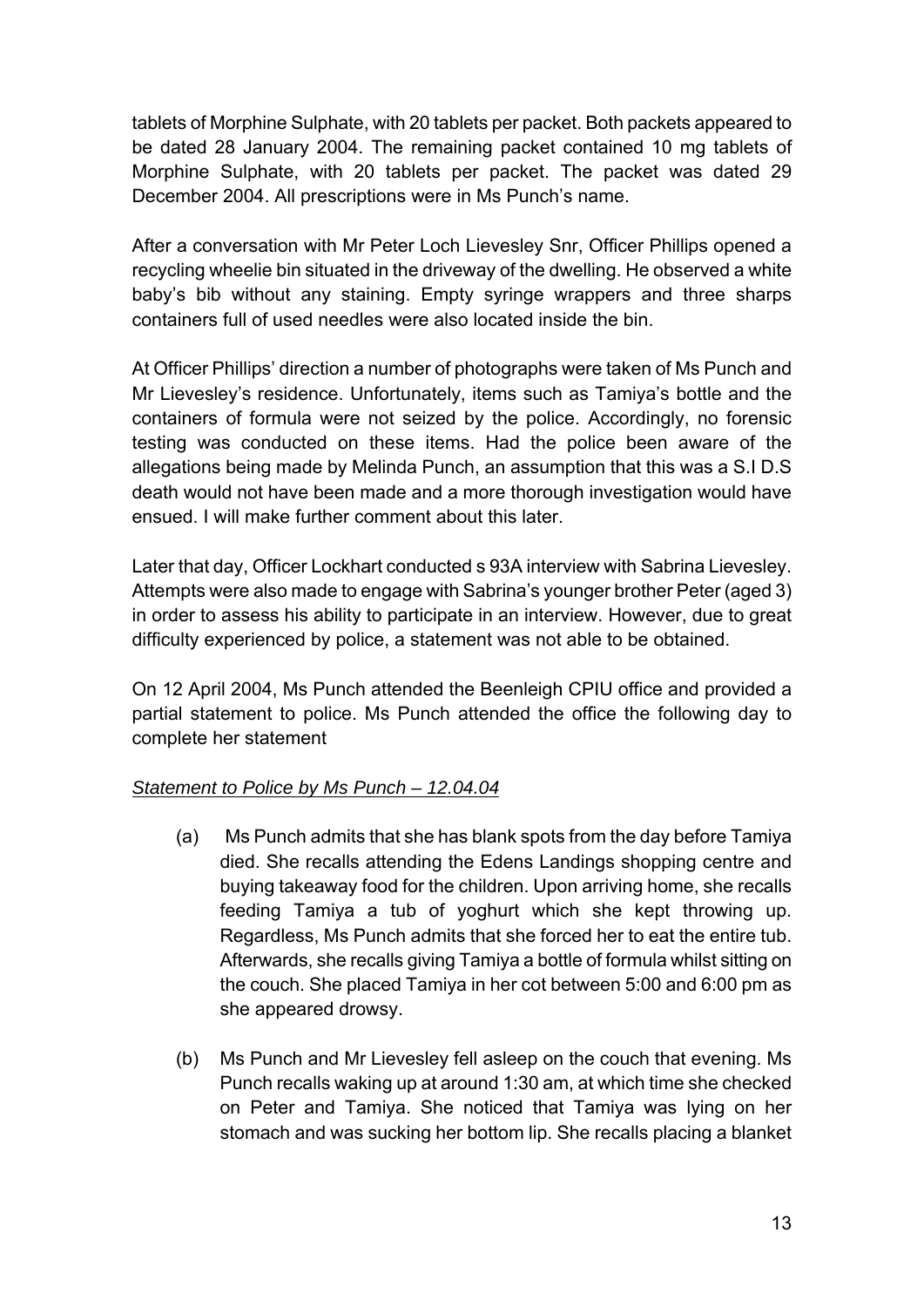tablets of Morphine Sulphate, with 20 tablets per packet. Both packets appeared to be dated 28 January 2004. The remaining packet contained 10 mg tablets of Morphine Sulphate, with 20 tablets per packet. The packet was dated 29 December 2004. All prescriptions were in Ms Punch's name.

After a conversation with Mr Peter Loch Lievesley Snr, Officer Phillips opened a recycling wheelie bin situated in the driveway of the dwelling. He observed a white baby's bib without any staining. Empty syringe wrappers and three sharps containers full of used needles were also located inside the bin.

At Officer Phillips' direction a number of photographs were taken of Ms Punch and Mr Lievesley's residence. Unfortunately, items such as Tamiya's bottle and the containers of formula were not seized by the police. Accordingly, no forensic testing was conducted on these items. Had the police been aware of the allegations being made by Melinda Punch, an assumption that this was a S.I D.S death would not have been made and a more thorough investigation would have ensued. I will make further comment about this later.

Later that day, Officer Lockhart conducted s 93A interview with Sabrina Lievesley. Attempts were also made to engage with Sabrina's younger brother Peter (aged 3) in order to assess his ability to participate in an interview. However, due to great difficulty experienced by police, a statement was not able to be obtained.

On 12 April 2004, Ms Punch attended the Beenleigh CPIU office and provided a partial statement to police. Ms Punch attended the office the following day to complete her statement

*Statement to Police by Ms Punch – 12.04.04*

(a) Ms Punch admits that she has blank spots from the day before Tamiya died. She recalls attending the Edens Landings shopping centre and buying takeaway food for the children. Upon arriving home, she recalls feeding Tamiya a tub of yoghurt which she kept throwing up. Regardless, Ms Punch admits that she forced her to eat the entire tub. Afterwards, she recalls giving Tamiya a bottle of formula whilst sitting on the couch. She placed Tamiya in her cot between 5:00 and 6:00 pm as she appeared drowsy.

(b) Ms Punch and Mr Lievesley fell asleep on the couch that evening. Ms Punch recalls waking up at around 1:30 am, at which time she checked on Peter and Tamiya. She noticed that Tamiya was lying on her stomach and was sucking her bottom lip. She recalls placing a blanket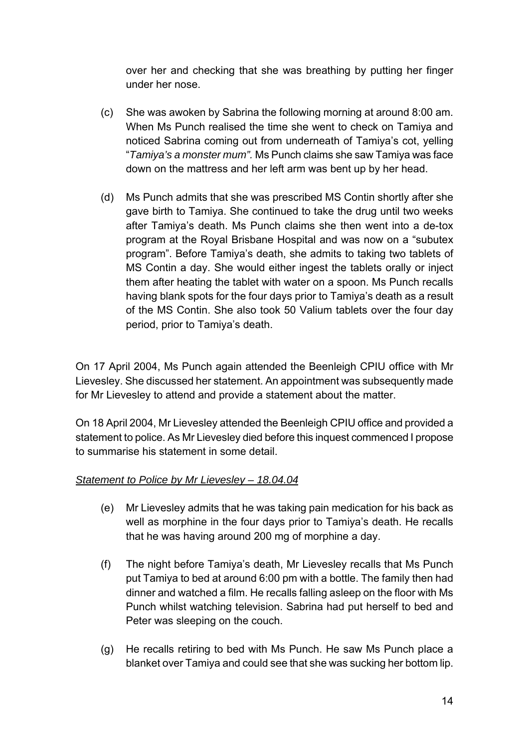over her and checking that she was breathing by putting her finger under her nose.

(c) She was awoken by Sabrina the following morning at around 8:00 am. When Ms Punch realised the time she went to check on Tamiya and noticed Sabrina coming out from underneath of Tamiya's cot, yelling "*Tamiya's a monster mum".* Ms Punch claims she saw Tamiya was face down on the mattress and her left arm was bent up by her head.

(d) Ms Punch admits that she was prescribed MS Contin shortly after she gave birth to Tamiya. She continued to take the drug until two weeks after Tamiya's death. Ms Punch claims she then went into a de-tox program at the Royal Brisbane Hospital and was now on a "subutex program". Before Tamiya's death, she admits to taking two tablets of MS Contin a day. She would either ingest the tablets orally or inject them after heating the tablet with water on a spoon. Ms Punch recalls having blank spots for the four days prior to Tamiya's death as a result of the MS Contin. She also took 50 Valium tablets over the four day period, prior to Tamiya's death.

On 17 April 2004, Ms Punch again attended the Beenleigh CPIU office with Mr Lievesley. She discussed her statement. An appointment was subsequently made for Mr Lievesley to attend and provide a statement about the matter.

On 18 April 2004, Mr Lievesley attended the Beenleigh CPIU office and provided a statement to police. As Mr Lievesley died before this inquest commenced I propose to summarise his statement in some detail.

*Statement to Police by Mr Lievesley – 18.04.04*

(e) Mr Lievesley admits that he was taking pain medication for his back as well as morphine in the four days prior to Tamiya's death. He recalls that he was having around 200 mg of morphine a day.

(f) The night before Tamiya's death, Mr Lievesley recalls that Ms Punch put Tamiya to bed at around 6:00 pm with a bottle. The family then had dinner and watched a film. He recalls falling asleep on the floor with Ms Punch whilst watching television. Sabrina had put herself to bed and Peter was sleeping on the couch.

(g) He recalls retiring to bed with Ms Punch. He saw Ms Punch place a blanket over Tamiya and could see that she was sucking her bottom lip.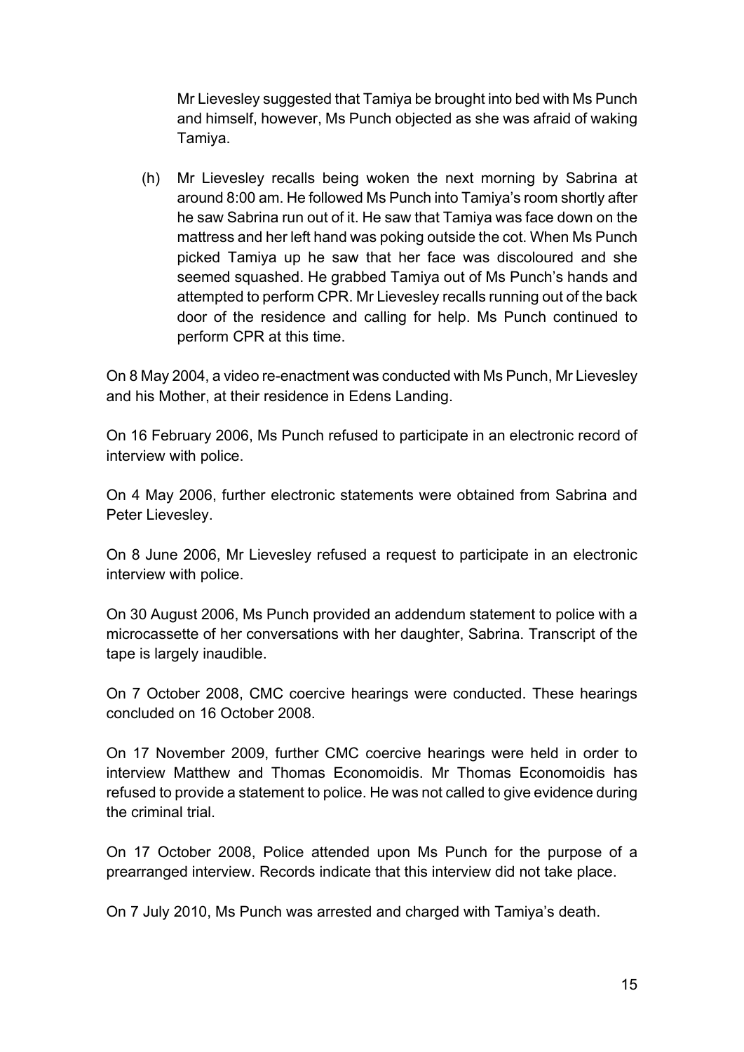Mr Lievesley suggested that Tamiya be brought into bed with Ms Punch and himself, however, Ms Punch objected as she was afraid of waking Tamiya.

(h) Mr Lievesley recalls being woken the next morning by Sabrina at around 8:00 am. He followed Ms Punch into Tamiya's room shortly after he saw Sabrina run out of it. He saw that Tamiya was face down on the mattress and her left hand was poking outside the cot. When Ms Punch picked Tamiya up he saw that her face was discoloured and she seemed squashed. He grabbed Tamiya out of Ms Punch's hands and attempted to perform CPR. Mr Lievesley recalls running out of the back door of the residence and calling for help. Ms Punch continued to perform CPR at this time.

On 8 May 2004, a video re-enactment was conducted with Ms Punch, Mr Lievesley and his Mother, at their residence in Edens Landing.

On 16 February 2006, Ms Punch refused to participate in an electronic record of interview with police.

On 4 May 2006, further electronic statements were obtained from Sabrina and Peter Lievesley.

On 8 June 2006, Mr Lievesley refused a request to participate in an electronic interview with police.

On 30 August 2006, Ms Punch provided an addendum statement to police with a microcassette of her conversations with her daughter, Sabrina. Transcript of the tape is largely inaudible.

On 7 October 2008, CMC coercive hearings were conducted. These hearings concluded on 16 October 2008.

On 17 November 2009, further CMC coercive hearings were held in order to interview Matthew and Thomas Economoidis. Mr Thomas Economoidis has refused to provide a statement to police. He was not called to give evidence during the criminal trial.

On 17 October 2008, Police attended upon Ms Punch for the purpose of a prearranged interview. Records indicate that this interview did not take place.

On 7 July 2010, Ms Punch was arrested and charged with Tamiya's death.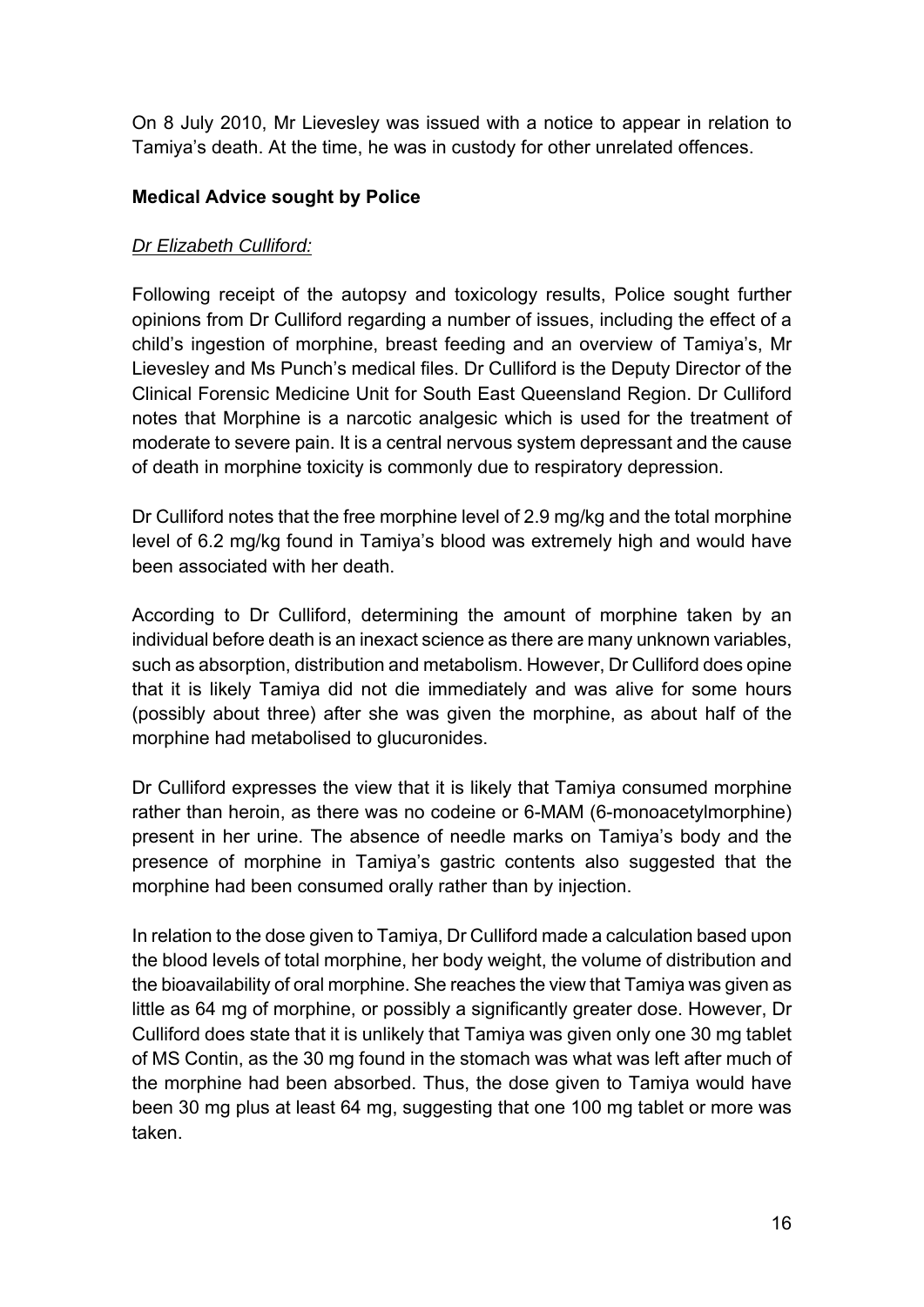On 8 July 2010, Mr Lievesley was issued with a notice to appear in relation to Tamiya's death. At the time, he was in custody for other unrelated offences.

**Medical Advice sought by Police**

*Dr Elizabeth Culliford:*

Following receipt of the autopsy and toxicology results, Police sought further opinions from Dr Culliford regarding a number of issues, including the effect of a child's ingestion of morphine, breast feeding and an overview of Tamiya's, Mr Lievesley and Ms Punch's medical files. Dr Culliford is the Deputy Director of the Clinical Forensic Medicine Unit for South East Queensland Region. Dr Culliford notes that Morphine is a narcotic analgesic which is used for the treatment of moderate to severe pain. It is a central nervous system depressant and the cause of death in morphine toxicity is commonly due to respiratory depression.

Dr Culliford notes that the free morphine level of 2.9 mg/kg and the total morphine level of 6.2 mg/kg found in Tamiya's blood was extremely high and would have been associated with her death.

According to Dr Culliford, determining the amount of morphine taken by an individual before death is an inexact science as there are many unknown variables, such as absorption, distribution and metabolism. However, Dr Culliford does opine that it is likely Tamiya did not die immediately and was alive for some hours (possibly about three) after she was given the morphine, as about half of the morphine had metabolised to glucuronides.

Dr Culliford expresses the view that it is likely that Tamiya consumed morphine rather than heroin, as there was no codeine or 6-MAM (6-monoacetylmorphine) present in her urine. The absence of needle marks on Tamiya's body and the presence of morphine in Tamiya's gastric contents also suggested that the morphine had been consumed orally rather than by injection.

In relation to the dose given to Tamiya, Dr Culliford made a calculation based upon the blood levels of total morphine, her body weight, the volume of distribution and the bioavailability of oral morphine. She reaches the view that Tamiya was given as little as 64 mg of morphine, or possibly a significantly greater dose. However, Dr Culliford does state that it is unlikely that Tamiya was given only one 30 mg tablet of MS Contin, as the 30 mg found in the stomach was what was left after much of the morphine had been absorbed. Thus, the dose given to Tamiya would have been 30 mg plus at least 64 mg, suggesting that one 100 mg tablet or more was taken.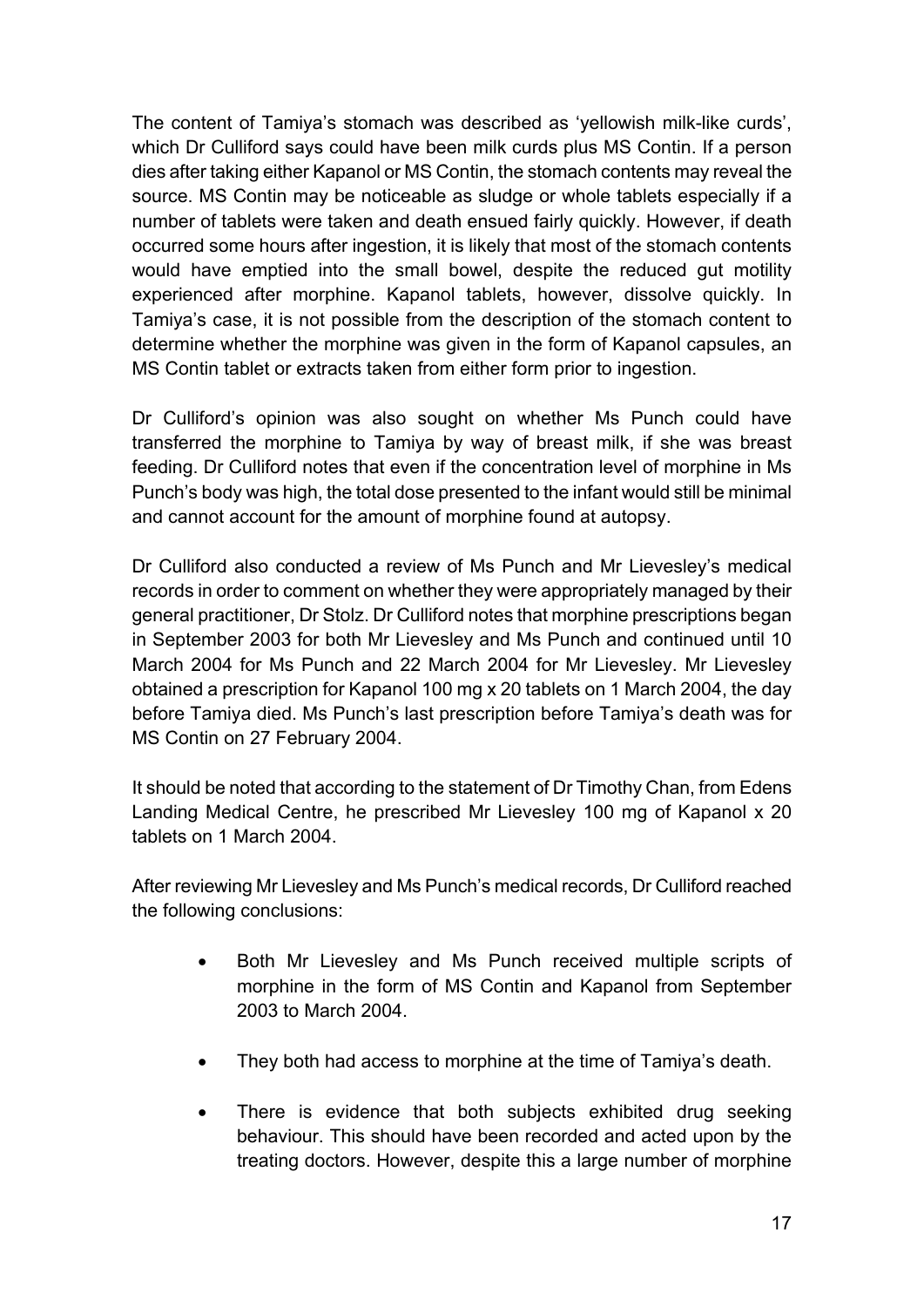The content of Tamiya's stomach was described as 'yellowish milk-like curds', which Dr Culliford says could have been milk curds plus MS Contin. If a person dies after taking either Kapanol or MS Contin, the stomach contents may reveal the source. MS Contin may be noticeable as sludge or whole tablets especially if a number of tablets were taken and death ensued fairly quickly. However, if death occurred some hours after ingestion, it is likely that most of the stomach contents would have emptied into the small bowel, despite the reduced gut motility experienced after morphine. Kapanol tablets, however, dissolve quickly. In Tamiya's case, it is not possible from the description of the stomach content to determine whether the morphine was given in the form of Kapanol capsules, an MS Contin tablet or extracts taken from either form prior to ingestion.

Dr Culliford's opinion was also sought on whether Ms Punch could have transferred the morphine to Tamiya by way of breast milk, if she was breast feeding. Dr Culliford notes that even if the concentration level of morphine in Ms Punch's body was high, the total dose presented to the infant would still be minimal and cannot account for the amount of morphine found at autopsy.

Dr Culliford also conducted a review of Ms Punch and Mr Lievesley's medical records in order to comment on whether they were appropriately managed by their general practitioner, Dr Stolz. Dr Culliford notes that morphine prescriptions began in September 2003 for both Mr Lievesley and Ms Punch and continued until 10 March 2004 for Ms Punch and 22 March 2004 for Mr Lievesley. Mr Lievesley obtained a prescription for Kapanol 100 mg x 20 tablets on 1 March 2004, the day before Tamiya died. Ms Punch's last prescription before Tamiya's death was for MS Contin on 27 February 2004.

It should be noted that according to the statement of Dr Timothy Chan, from Edens Landing Medical Centre, he prescribed Mr Lievesley 100 mg of Kapanol x 20 tablets on 1 March 2004.

After reviewing Mr Lievesley and Ms Punch's medical records, Dr Culliford reached the following conclusions:

- Both Mr Lievesley and Ms Punch received multiple scripts of morphine in the form of MS Contin and Kapanol from September 2003 to March 2004.
- They both had access to morphine at the time of Tamiya's death.
- There is evidence that both subjects exhibited drug seeking behaviour. This should have been recorded and acted upon by the treating doctors. However, despite this a large number of morphine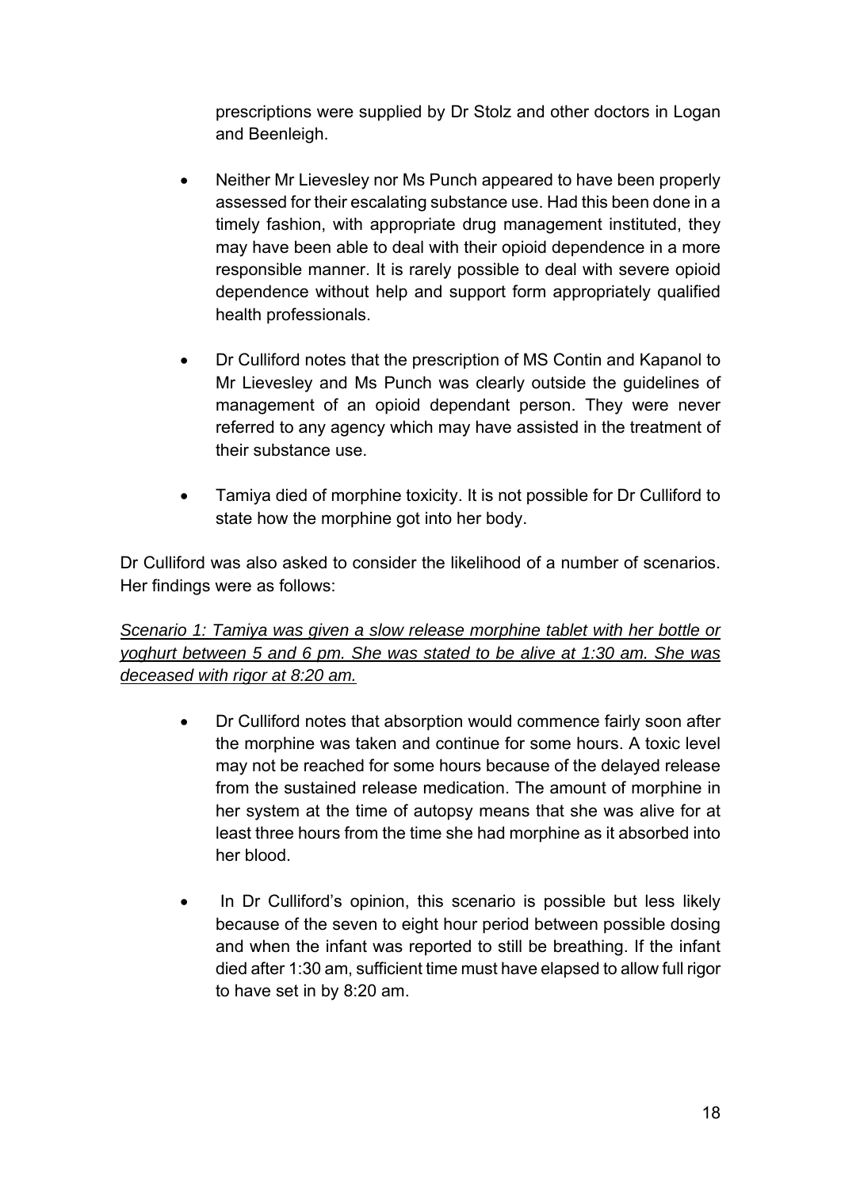prescriptions were supplied by Dr Stolz and other doctors in Logan and Beenleigh.

- Neither Mr Lievesley nor Ms Punch appeared to have been properly assessed for their escalating substance use. Had this been done in a timely fashion, with appropriate drug management instituted, they may have been able to deal with their opioid dependence in a more responsible manner. It is rarely possible to deal with severe opioid dependence without help and support form appropriately qualified health professionals.

- Dr Culliford notes that the prescription of MS Contin and Kapanol to Mr Lievesley and Ms Punch was clearly outside the guidelines of management of an opioid dependant person. They were never referred to any agency which may have assisted in the treatment of their substance use.

- Tamiya died of morphine toxicity. It is not possible for Dr Culliford to state how the morphine got into her body.

Dr Culliford was also asked to consider the likelihood of a number of scenarios. Her findings were as follows:

*<u>Scenario 1: Tamiya was given a slow release morphine tablet with her bottle or yoghurt between 5 and 6 pm. She was stated to be alive at 1:30 am. She was deceased with rigor at 8:20 am.</u>*

- Dr Culliford notes that absorption would commence fairly soon after the morphine was taken and continue for some hours. A toxic level may not be reached for some hours because of the delayed release from the sustained release medication. The amount of morphine in her system at the time of autopsy means that she was alive for at least three hours from the time she had morphine as it absorbed into her blood.

- In Dr Culliford's opinion, this scenario is possible but less likely because of the seven to eight hour period between possible dosing and when the infant was reported to still be breathing. If the infant died after 1:30 am, sufficient time must have elapsed to allow full rigor to have set in by 8:20 am.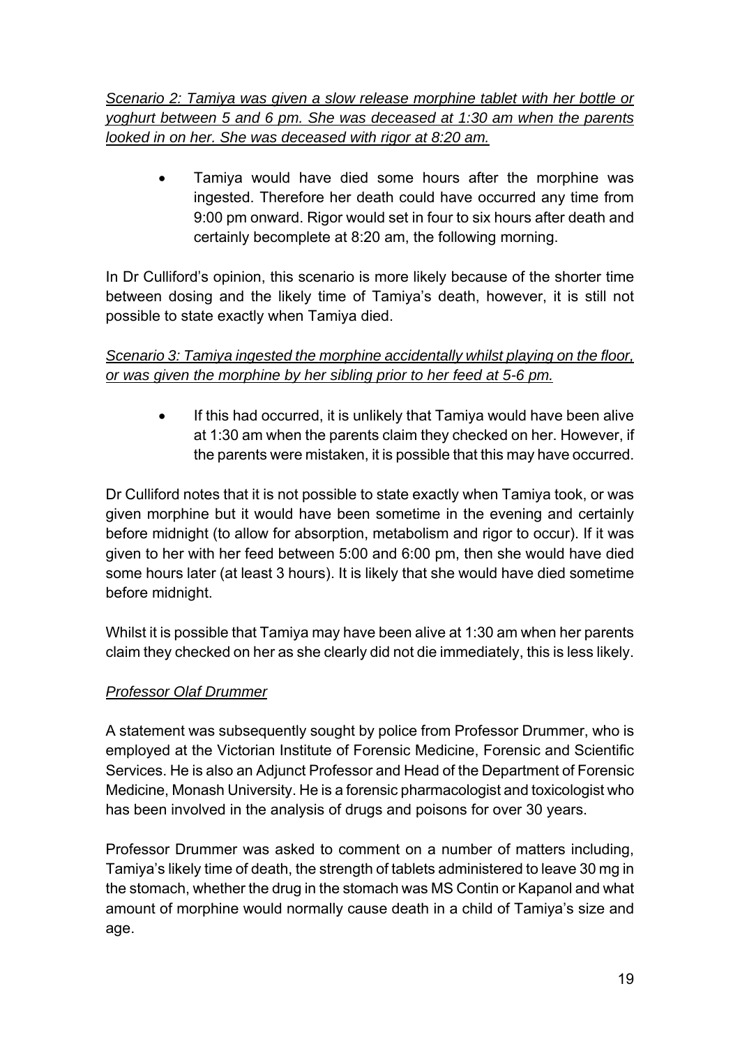*Scenario 2: Tamiya was given a slow release morphine tablet with her bottle or yoghurt between 5 and 6 pm. She was deceased at 1:30 am when the parents looked in on her. She was deceased with rigor at 8:20 am.*

- Tamiya would have died some hours after the morphine was ingested. Therefore her death could have occurred any time from 9:00 pm onward. Rigor would set in four to six hours after death and certainly becomplete at 8:20 am, the following morning.

In Dr Culliford's opinion, this scenario is more likely because of the shorter time between dosing and the likely time of Tamiya's death, however, it is still not possible to state exactly when Tamiya died.

*Scenario 3: Tamiya ingested the morphine accidentally whilst playing on the floor, or was given the morphine by her sibling prior to her feed at 5-6 pm.*

- If this had occurred, it is unlikely that Tamiya would have been alive at 1:30 am when the parents claim they checked on her. However, if the parents were mistaken, it is possible that this may have occurred.

Dr Culliford notes that it is not possible to state exactly when Tamiya took, or was given morphine but it would have been sometime in the evening and certainly before midnight (to allow for absorption, metabolism and rigor to occur). If it was given to her with her feed between 5:00 and 6:00 pm, then she would have died some hours later (at least 3 hours). It is likely that she would have died sometime before midnight.

Whilst it is possible that Tamiya may have been alive at 1:30 am when her parents claim they checked on her as she clearly did not die immediately, this is less likely.

*Professor Olaf Drummer*

A statement was subsequently sought by police from Professor Drummer, who is employed at the Victorian Institute of Forensic Medicine, Forensic and Scientific Services. He is also an Adjunct Professor and Head of the Department of Forensic Medicine, Monash University. He is a forensic pharmacologist and toxicologist who has been involved in the analysis of drugs and poisons for over 30 years.

Professor Drummer was asked to comment on a number of matters including, Tamiya's likely time of death, the strength of tablets administered to leave 30 mg in the stomach, whether the drug in the stomach was MS Contin or Kapanol and what amount of morphine would normally cause death in a child of Tamiya's size and age.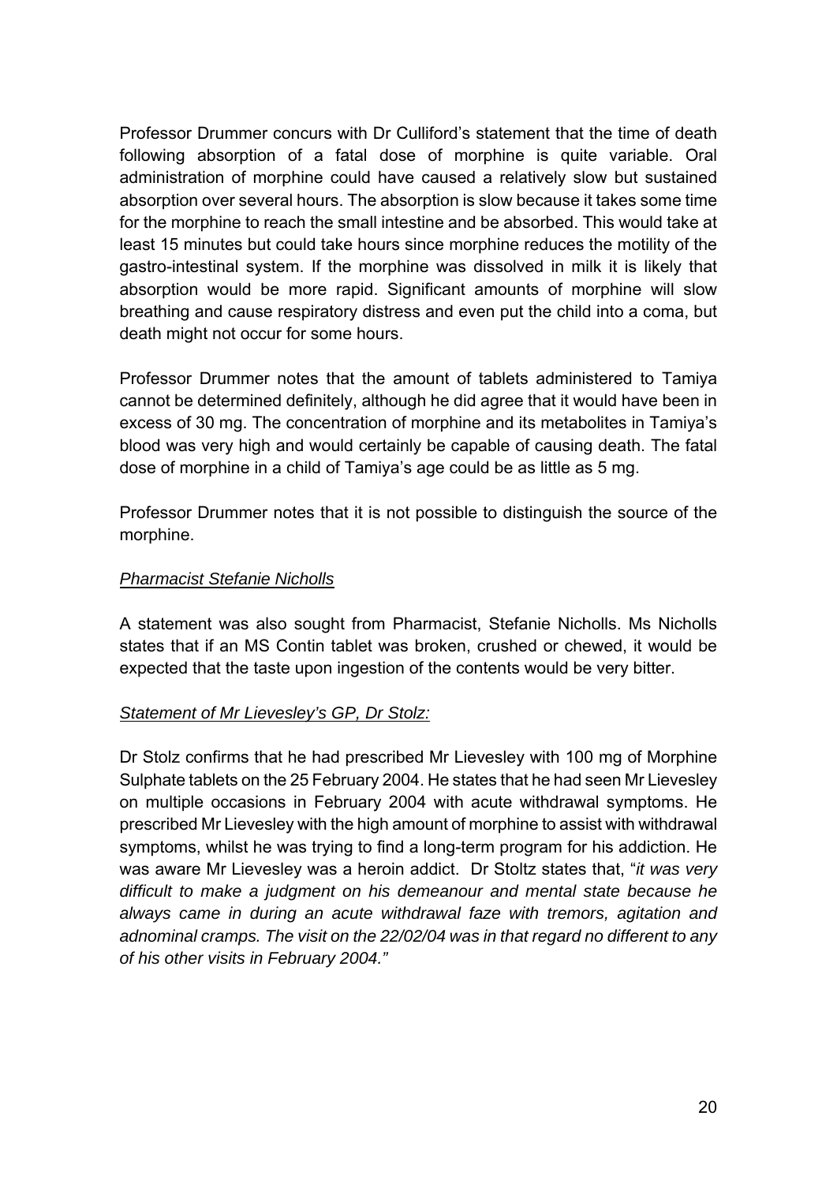Professor Drummer concurs with Dr Culliford's statement that the time of death following absorption of a fatal dose of morphine is quite variable. Oral administration of morphine could have caused a relatively slow but sustained absorption over several hours. The absorption is slow because it takes some time for the morphine to reach the small intestine and be absorbed. This would take at least 15 minutes but could take hours since morphine reduces the motility of the gastro-intestinal system. If the morphine was dissolved in milk it is likely that absorption would be more rapid. Significant amounts of morphine will slow breathing and cause respiratory distress and even put the child into a coma, but death might not occur for some hours.

Professor Drummer notes that the amount of tablets administered to Tamiya cannot be determined definitely, although he did agree that it would have been in excess of 30 mg. The concentration of morphine and its metabolites in Tamiya's blood was very high and would certainly be capable of causing death. The fatal dose of morphine in a child of Tamiya's age could be as little as 5 mg.

Professor Drummer notes that it is not possible to distinguish the source of the morphine.

*Pharmacist Stefanie Nicholls*

A statement was also sought from Pharmacist, Stefanie Nicholls. Ms Nicholls states that if an MS Contin tablet was broken, crushed or chewed, it would be expected that the taste upon ingestion of the contents would be very bitter.

*Statement of Mr Lievesley's GP, Dr Stolz:*

Dr Stolz confirms that he had prescribed Mr Lievesley with 100 mg of Morphine Sulphate tablets on the 25 February 2004. He states that he had seen Mr Lievesley on multiple occasions in February 2004 with acute withdrawal symptoms. He prescribed Mr Lievesley with the high amount of morphine to assist with withdrawal symptoms, whilst he was trying to find a long-term program for his addiction. He was aware Mr Lievesley was a heroin addict. Dr Stoltz states that, "*it was very difficult to make a judgment on his demeanour and mental state because he always came in during an acute withdrawal faze with tremors, agitation and adnominal cramps. The visit on the 22/02/04 was in that regard no different to any of his other visits in February 2004.*"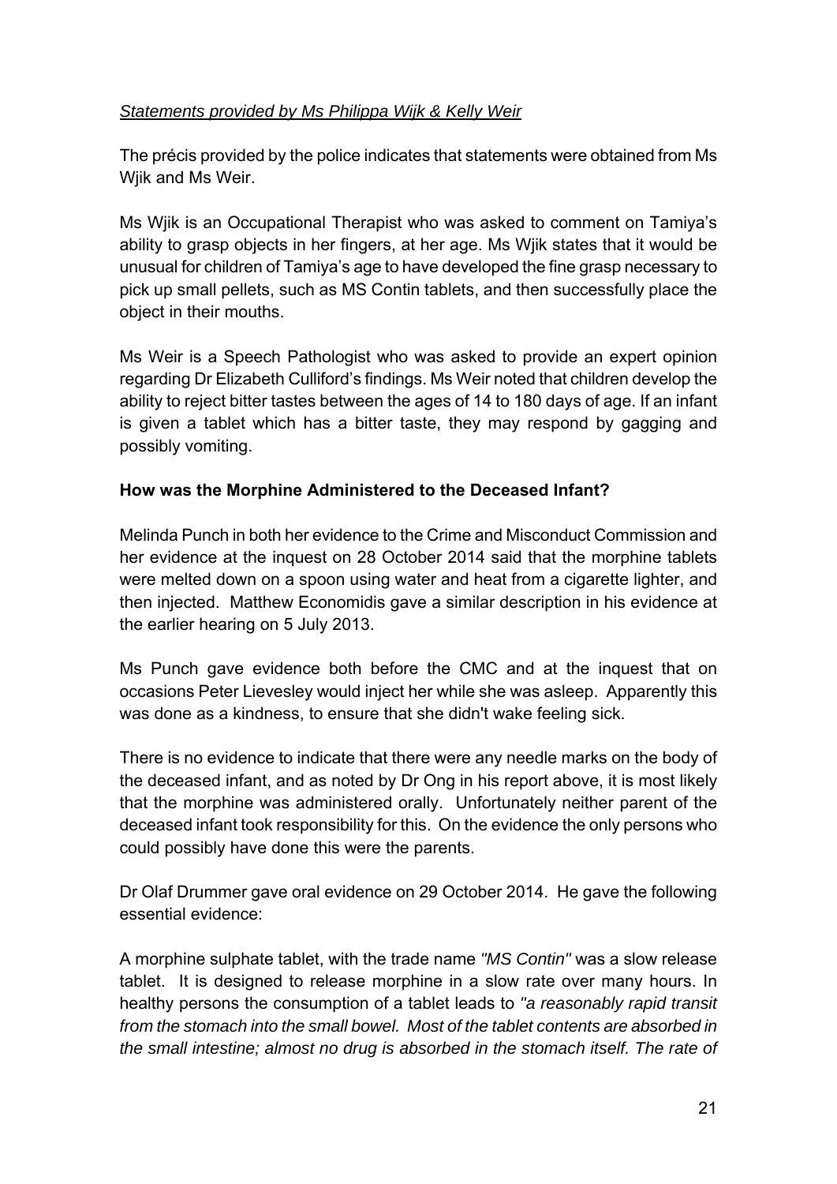*Statements provided by Ms Philippa Wijk & Kelly Weir*

The précis provided by the police indicates that statements were obtained from Ms Wjik and Ms Weir.

Ms Wjik is an Occupational Therapist who was asked to comment on Tamiya's ability to grasp objects in her fingers, at her age. Ms Wjik states that it would be unusual for children of Tamiya's age to have developed the fine grasp necessary to pick up small pellets, such as MS Contin tablets, and then successfully place the object in their mouths.

Ms Weir is a Speech Pathologist who was asked to provide an expert opinion regarding Dr Elizabeth Culliford's findings. Ms Weir noted that children develop the ability to reject bitter tastes between the ages of 14 to 180 days of age. If an infant is given a tablet which has a bitter taste, they may respond by gagging and possibly vomiting.

**How was the Morphine Administered to the Deceased Infant?**

Melinda Punch in both her evidence to the Crime and Misconduct Commission and her evidence at the inquest on 28 October 2014 said that the morphine tablets were melted down on a spoon using water and heat from a cigarette lighter, and then injected. Matthew Economidis gave a similar description in his evidence at the earlier hearing on 5 July 2013.

Ms Punch gave evidence both before the CMC and at the inquest that on occasions Peter Lievesley would inject her while she was asleep. Apparently this was done as a kindness, to ensure that she didn't wake feeling sick.

There is no evidence to indicate that there were any needle marks on the body of the deceased infant, and as noted by Dr Ong in his report above, it is most likely that the morphine was administered orally. Unfortunately neither parent of the deceased infant took responsibility for this. On the evidence the only persons who could possibly have done this were the parents.

Dr Olaf Drummer gave oral evidence on 29 October 2014. He gave the following essential evidence:

A morphine sulphate tablet, with the trade name *"MS Contin"* was a slow release tablet. It is designed to release morphine in a slow rate over many hours. In healthy persons the consumption of a tablet leads to *"a reasonably rapid transit from the stomach into the small bowel. Most of the tablet contents are absorbed in the small intestine; almost no drug is absorbed in the stomach itself. The rate of*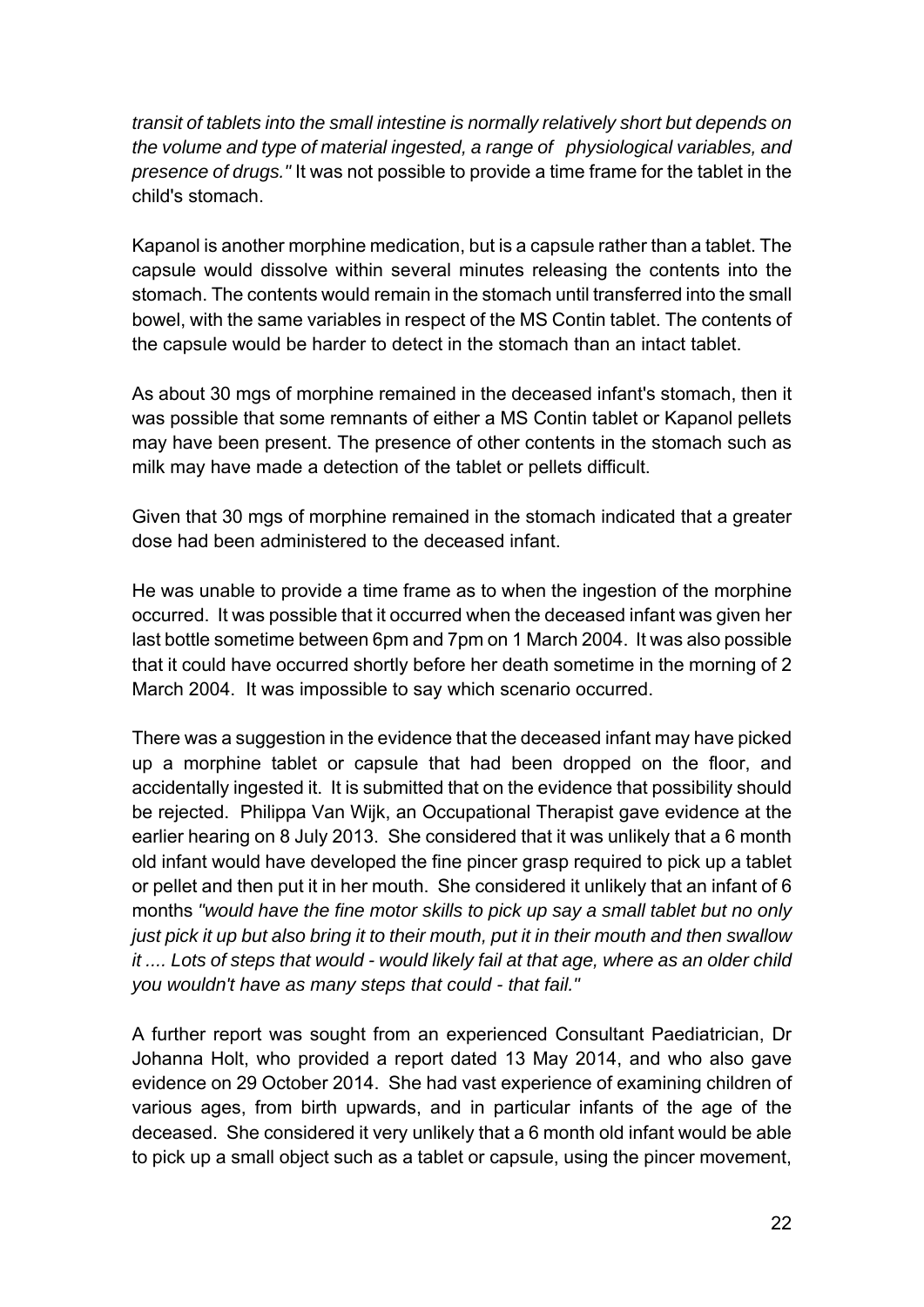*transit of tablets into the small intestine is normally relatively short but depends on the volume and type of material ingested, a range of physiological variables, and presence of drugs."* It was not possible to provide a time frame for the tablet in the child's stomach.

Kapanol is another morphine medication, but is a capsule rather than a tablet. The capsule would dissolve within several minutes releasing the contents into the stomach. The contents would remain in the stomach until transferred into the small bowel, with the same variables in respect of the MS Contin tablet. The contents of the capsule would be harder to detect in the stomach than an intact tablet.

As about 30 mgs of morphine remained in the deceased infant's stomach, then it was possible that some remnants of either a MS Contin tablet or Kapanol pellets may have been present. The presence of other contents in the stomach such as milk may have made a detection of the tablet or pellets difficult.

Given that 30 mgs of morphine remained in the stomach indicated that a greater dose had been administered to the deceased infant.

He was unable to provide a time frame as to when the ingestion of the morphine occurred. It was possible that it occurred when the deceased infant was given her last bottle sometime between 6pm and 7pm on 1 March 2004. It was also possible that it could have occurred shortly before her death sometime in the morning of 2 March 2004. It was impossible to say which scenario occurred.

There was a suggestion in the evidence that the deceased infant may have picked up a morphine tablet or capsule that had been dropped on the floor, and accidentally ingested it. It is submitted that on the evidence that possibility should be rejected. Philippa Van Wijk, an Occupational Therapist gave evidence at the earlier hearing on 8 July 2013. She considered that it was unlikely that a 6 month old infant would have developed the fine pincer grasp required to pick up a tablet or pellet and then put it in her mouth. She considered it unlikely that an infant of 6 months *"would have the fine motor skills to pick up say a small tablet but no only just pick it up but also bring it to their mouth, put it in their mouth and then swallow it .... Lots of steps that would - would likely fail at that age, where as an older child you wouldn't have as many steps that could - that fail."*

A further report was sought from an experienced Consultant Paediatrician, Dr Johanna Holt, who provided a report dated 13 May 2014, and who also gave evidence on 29 October 2014. She had vast experience of examining children of various ages, from birth upwards, and in particular infants of the age of the deceased. She considered it very unlikely that a 6 month old infant would be able to pick up a small object such as a tablet or capsule, using the pincer movement,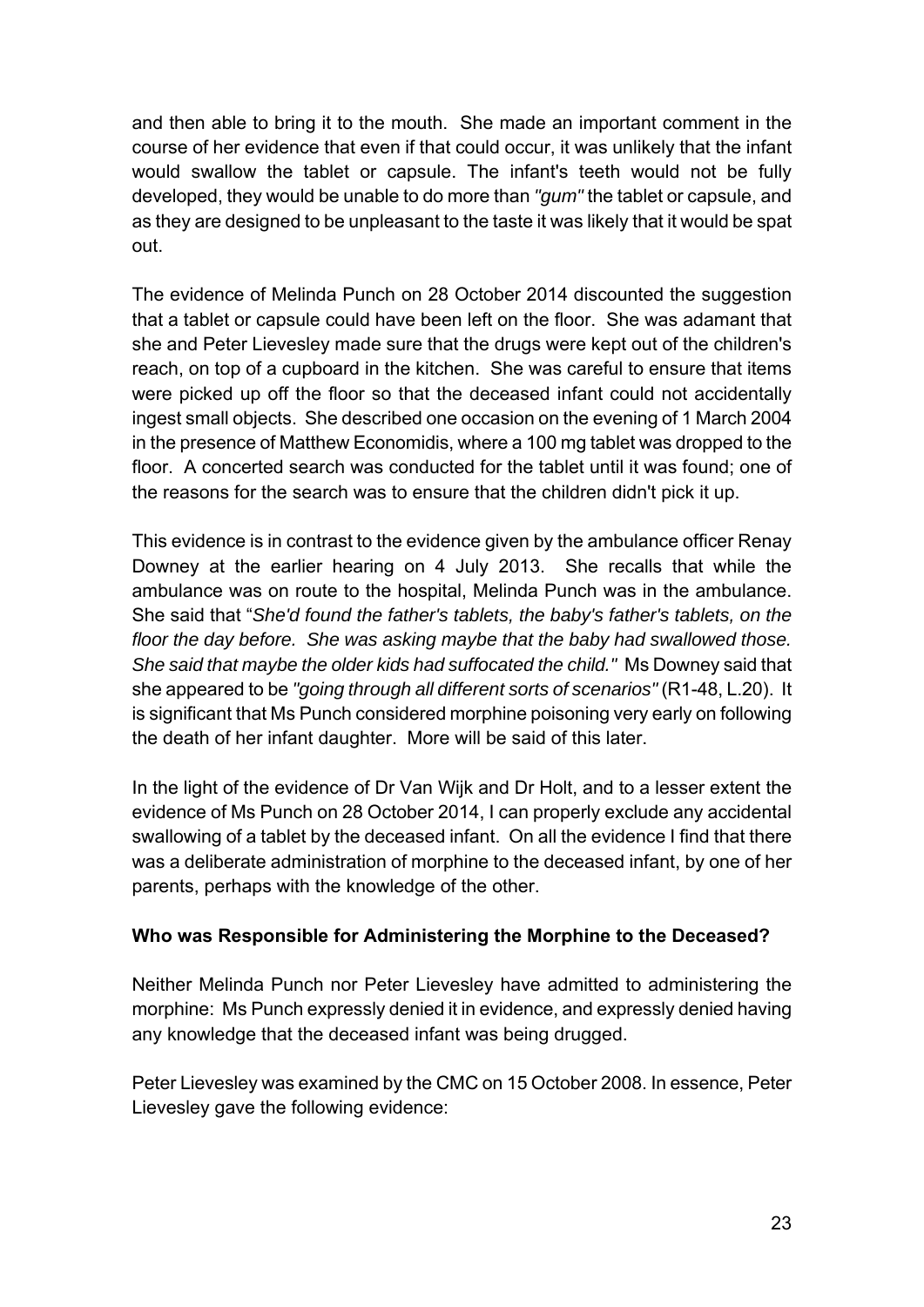and then able to bring it to the mouth. She made an important comment in the course of her evidence that even if that could occur, it was unlikely that the infant would swallow the tablet or capsule. The infant's teeth would not be fully developed, they would be unable to do more than *"gum"* the tablet or capsule, and as they are designed to be unpleasant to the taste it was likely that it would be spat out.

The evidence of Melinda Punch on 28 October 2014 discounted the suggestion that a tablet or capsule could have been left on the floor. She was adamant that she and Peter Lievesley made sure that the drugs were kept out of the children's reach, on top of a cupboard in the kitchen. She was careful to ensure that items were picked up off the floor so that the deceased infant could not accidentally ingest small objects. She described one occasion on the evening of 1 March 2004 in the presence of Matthew Economidis, where a 100 mg tablet was dropped to the floor. A concerted search was conducted for the tablet until it was found; one of the reasons for the search was to ensure that the children didn't pick it up.

This evidence is in contrast to the evidence given by the ambulance officer Renay Downey at the earlier hearing on 4 July 2013. She recalls that while the ambulance was on route to the hospital, Melinda Punch was in the ambulance. She said that "*She'd found the father's tablets, the baby's father's tablets, on the floor the day before. She was asking maybe that the baby had swallowed those. She said that maybe the older kids had suffocated the child."* Ms Downey said that she appeared to be *"going through all different sorts of scenarios"* (R1-48, L.20). It is significant that Ms Punch considered morphine poisoning very early on following the death of her infant daughter. More will be said of this later.

In the light of the evidence of Dr Van Wijk and Dr Holt, and to a lesser extent the evidence of Ms Punch on 28 October 2014, I can properly exclude any accidental swallowing of a tablet by the deceased infant. On all the evidence I find that there was a deliberate administration of morphine to the deceased infant, by one of her parents, perhaps with the knowledge of the other.

**Who was Responsible for Administering the Morphine to the Deceased?**

Neither Melinda Punch nor Peter Lievesley have admitted to administering the morphine: Ms Punch expressly denied it in evidence, and expressly denied having any knowledge that the deceased infant was being drugged.

Peter Lievesley was examined by the CMC on 15 October 2008. In essence, Peter Lievesley gave the following evidence: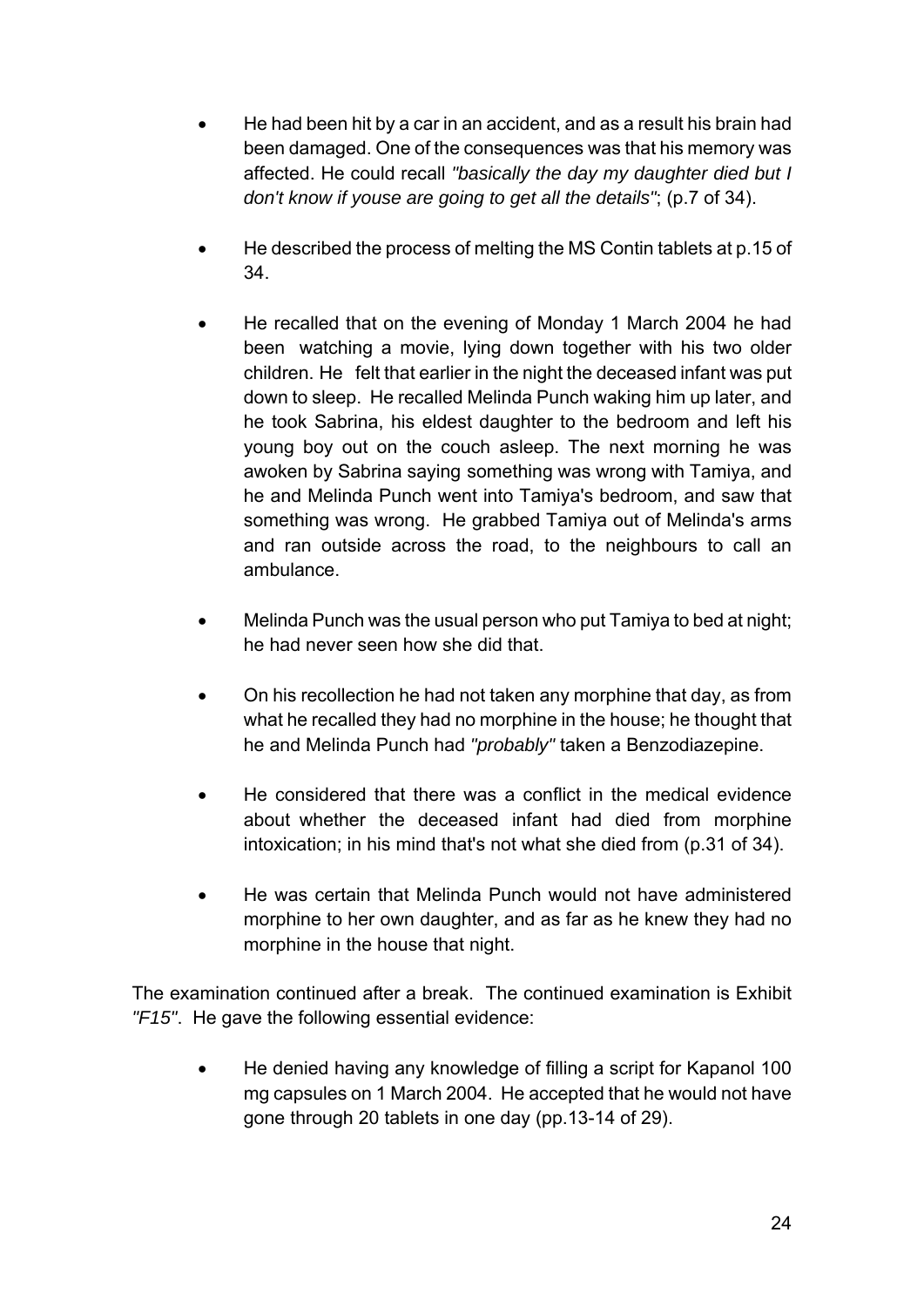- He had been hit by a car in an accident, and as a result his brain had been damaged. One of the consequences was that his memory was affected. He could recall *"basically the day my daughter died but I don't know if youse are going to get all the details"*; (p.7 of 34).

- He described the process of melting the MS Contin tablets at p.15 of 34.

- He recalled that on the evening of Monday 1 March 2004 he had been watching a movie, lying down together with his two older children. He felt that earlier in the night the deceased infant was put down to sleep. He recalled Melinda Punch waking him up later, and he took Sabrina, his eldest daughter to the bedroom and left his young boy out on the couch asleep. The next morning he was awoken by Sabrina saying something was wrong with Tamiya, and he and Melinda Punch went into Tamiya's bedroom, and saw that something was wrong. He grabbed Tamiya out of Melinda's arms and ran outside across the road, to the neighbours to call an ambulance.

- Melinda Punch was the usual person who put Tamiya to bed at night; he had never seen how she did that.

- On his recollection he had not taken any morphine that day, as from what he recalled they had no morphine in the house; he thought that he and Melinda Punch had *"probably"* taken a Benzodiazepine.

- He considered that there was a conflict in the medical evidence about whether the deceased infant had died from morphine intoxication; in his mind that's not what she died from (p.31 of 34).

- He was certain that Melinda Punch would not have administered morphine to her own daughter, and as far as he knew they had no morphine in the house that night.

The examination continued after a break. The continued examination is Exhibit *"F15"*. He gave the following essential evidence:

- He denied having any knowledge of filling a script for Kapanol 100 mg capsules on 1 March 2004. He accepted that he would not have gone through 20 tablets in one day (pp.13-14 of 29).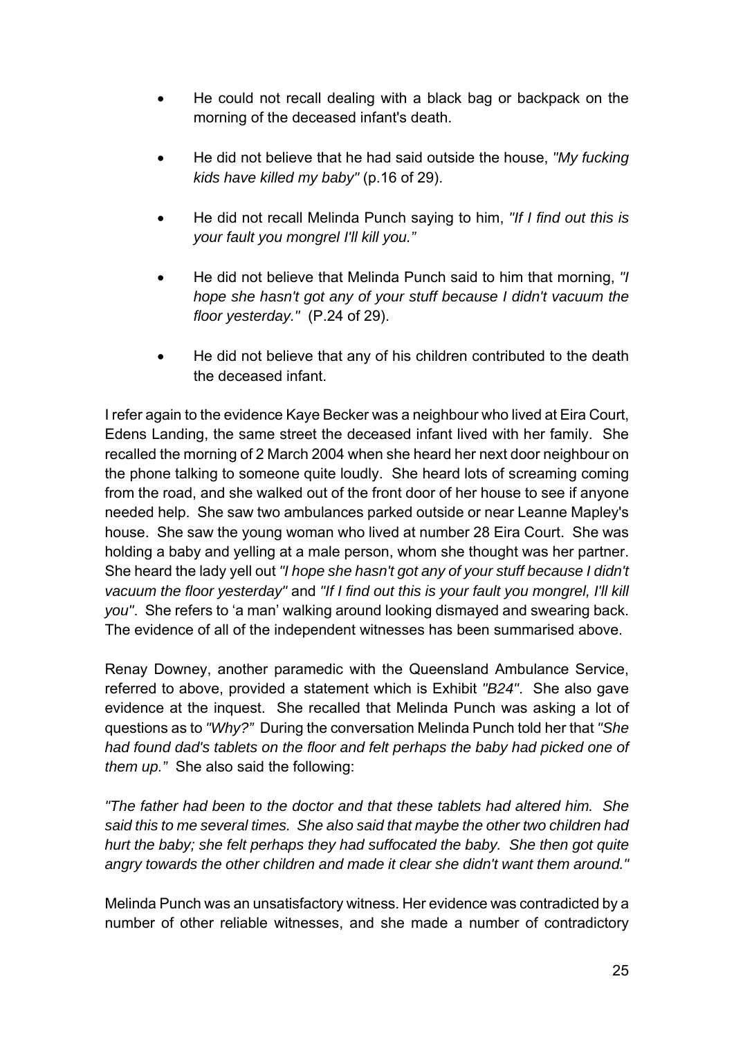- He could not recall dealing with a black bag or backpack on the morning of the deceased infant's death.

- He did not believe that he had said outside the house, *"My fucking kids have killed my baby"* (p.16 of 29).

- He did not recall Melinda Punch saying to him, *"If I find out this is your fault you mongrel I'll kill you."*

- He did not believe that Melinda Punch said to him that morning, *"I hope she hasn't got any of your stuff because I didn't vacuum the floor yesterday."* (P.24 of 29).

- He did not believe that any of his children contributed to the death the deceased infant.

I refer again to the evidence Kaye Becker was a neighbour who lived at Eira Court, Edens Landing, the same street the deceased infant lived with her family. She recalled the morning of 2 March 2004 when she heard her next door neighbour on the phone talking to someone quite loudly. She heard lots of screaming coming from the road, and she walked out of the front door of her house to see if anyone needed help. She saw two ambulances parked outside or near Leanne Mapley's house. She saw the young woman who lived at number 28 Eira Court. She was holding a baby and yelling at a male person, whom she thought was her partner. She heard the lady yell out *"I hope she hasn't got any of your stuff because I didn't vacuum the floor yesterday"* and *"If I find out this is your fault you mongrel, I'll kill you"*. She refers to 'a man' walking around looking dismayed and swearing back. The evidence of all of the independent witnesses has been summarised above.

Renay Downey, another paramedic with the Queensland Ambulance Service, referred to above, provided a statement which is Exhibit *"B24"*. She also gave evidence at the inquest. She recalled that Melinda Punch was asking a lot of questions as to *"Why?"* During the conversation Melinda Punch told her that *"She had found dad's tablets on the floor and felt perhaps the baby had picked one of them up."* She also said the following:

*"The father had been to the doctor and that these tablets had altered him. She said this to me several times. She also said that maybe the other two children had hurt the baby; she felt perhaps they had suffocated the baby. She then got quite angry towards the other children and made it clear she didn't want them around."*

Melinda Punch was an unsatisfactory witness. Her evidence was contradicted by a number of other reliable witnesses, and she made a number of contradictory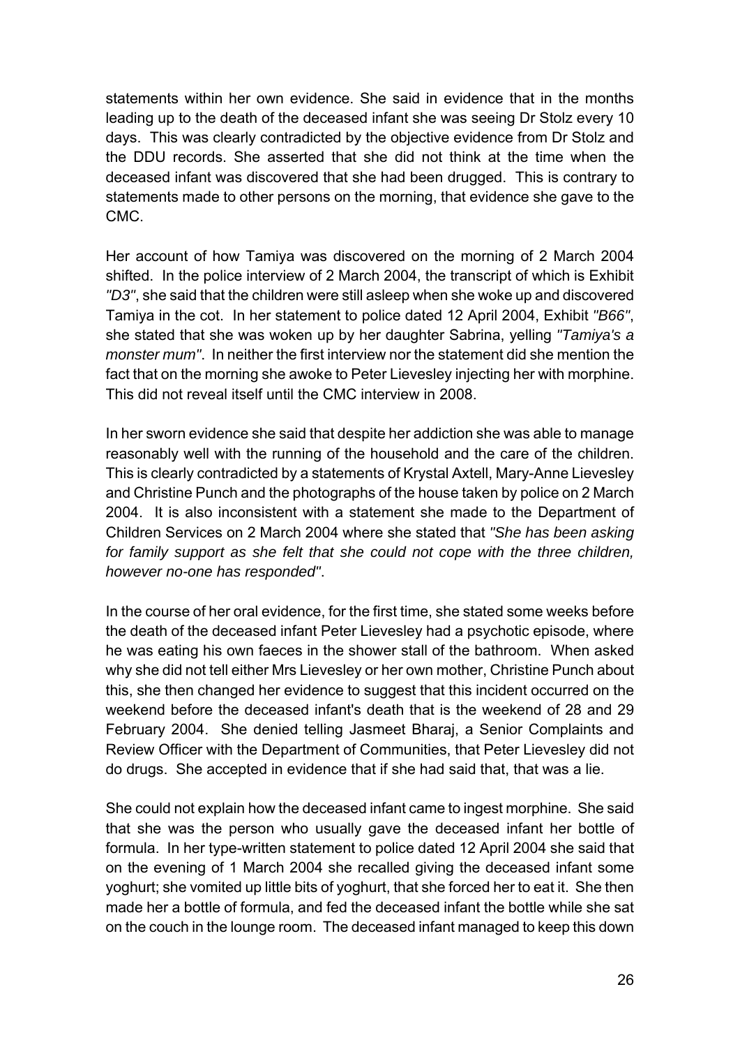statements within her own evidence. She said in evidence that in the months leading up to the death of the deceased infant she was seeing Dr Stolz every 10 days. This was clearly contradicted by the objective evidence from Dr Stolz and the DDU records. She asserted that she did not think at the time when the deceased infant was discovered that she had been drugged. This is contrary to statements made to other persons on the morning, that evidence she gave to the CMC.

Her account of how Tamiya was discovered on the morning of 2 March 2004 shifted. In the police interview of 2 March 2004, the transcript of which is Exhibit *"D3"*, she said that the children were still asleep when she woke up and discovered Tamiya in the cot. In her statement to police dated 12 April 2004, Exhibit *"B66"*, she stated that she was woken up by her daughter Sabrina, yelling *"Tamiya's a monster mum"*. In neither the first interview nor the statement did she mention the fact that on the morning she awoke to Peter Lievesley injecting her with morphine. This did not reveal itself until the CMC interview in 2008.

In her sworn evidence she said that despite her addiction she was able to manage reasonably well with the running of the household and the care of the children. This is clearly contradicted by a statements of Krystal Axtell, Mary-Anne Lievesley and Christine Punch and the photographs of the house taken by police on 2 March 2004. It is also inconsistent with a statement she made to the Department of Children Services on 2 March 2004 where she stated that *"She has been asking for family support as she felt that she could not cope with the three children, however no-one has responded"*.

In the course of her oral evidence, for the first time, she stated some weeks before the death of the deceased infant Peter Lievesley had a psychotic episode, where he was eating his own faeces in the shower stall of the bathroom. When asked why she did not tell either Mrs Lievesley or her own mother, Christine Punch about this, she then changed her evidence to suggest that this incident occurred on the weekend before the deceased infant's death that is the weekend of 28 and 29 February 2004. She denied telling Jasmeet Bharaj, a Senior Complaints and Review Officer with the Department of Communities, that Peter Lievesley did not do drugs. She accepted in evidence that if she had said that, that was a lie.

She could not explain how the deceased infant came to ingest morphine. She said that she was the person who usually gave the deceased infant her bottle of formula. In her type-written statement to police dated 12 April 2004 she said that on the evening of 1 March 2004 she recalled giving the deceased infant some yoghurt; she vomited up little bits of yoghurt, that she forced her to eat it. She then made her a bottle of formula, and fed the deceased infant the bottle while she sat on the couch in the lounge room. The deceased infant managed to keep this down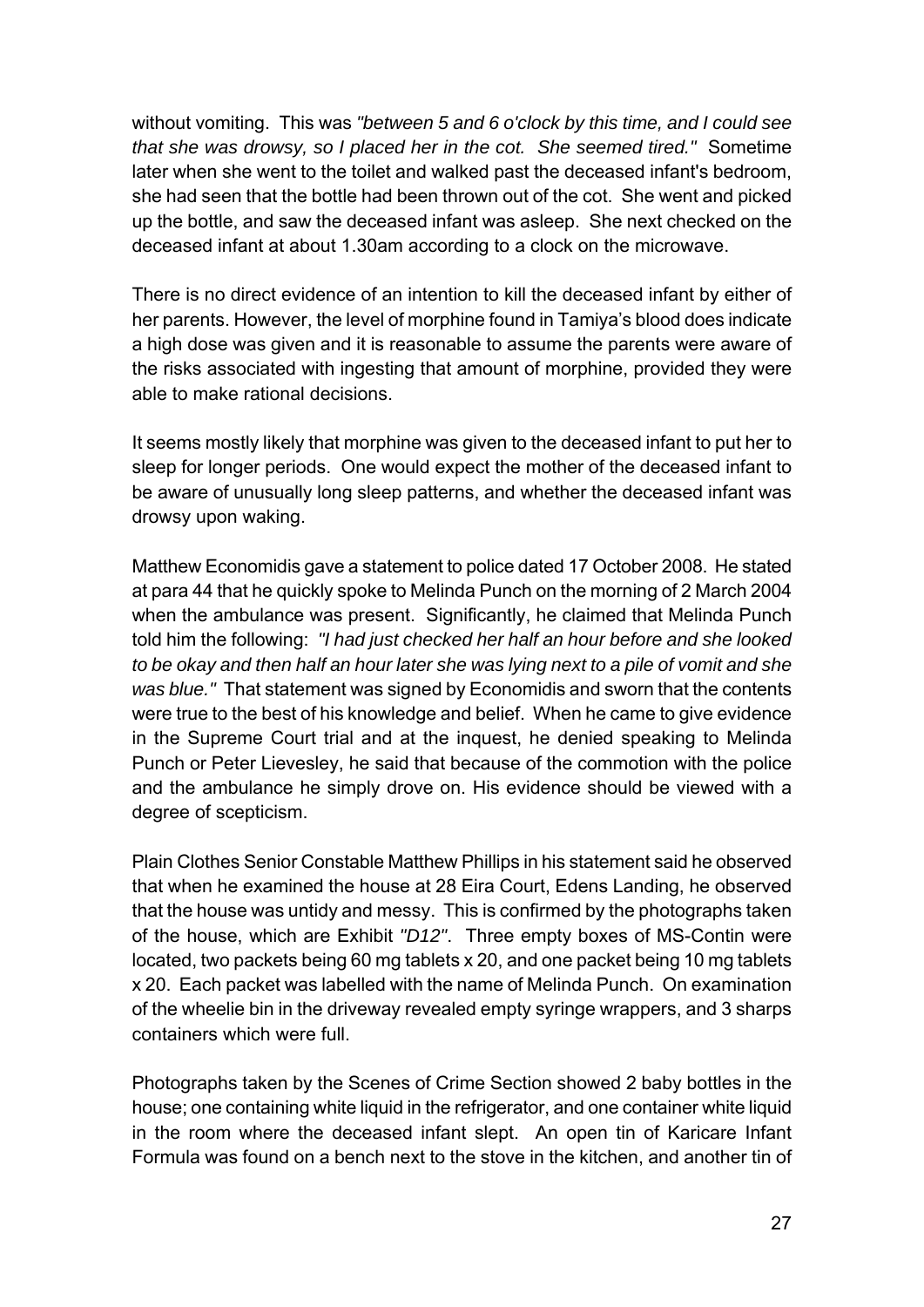without vomiting. This was *"between 5 and 6 o'clock by this time, and I could see that she was drowsy, so I placed her in the cot. She seemed tired."* Sometime later when she went to the toilet and walked past the deceased infant's bedroom, she had seen that the bottle had been thrown out of the cot. She went and picked up the bottle, and saw the deceased infant was asleep. She next checked on the deceased infant at about 1.30am according to a clock on the microwave.

There is no direct evidence of an intention to kill the deceased infant by either of her parents. However, the level of morphine found in Tamiya's blood does indicate a high dose was given and it is reasonable to assume the parents were aware of the risks associated with ingesting that amount of morphine, provided they were able to make rational decisions.

It seems mostly likely that morphine was given to the deceased infant to put her to sleep for longer periods. One would expect the mother of the deceased infant to be aware of unusually long sleep patterns, and whether the deceased infant was drowsy upon waking.

Matthew Economidis gave a statement to police dated 17 October 2008. He stated at para 44 that he quickly spoke to Melinda Punch on the morning of 2 March 2004 when the ambulance was present. Significantly, he claimed that Melinda Punch told him the following: *"I had just checked her half an hour before and she looked to be okay and then half an hour later she was lying next to a pile of vomit and she was blue."* That statement was signed by Economidis and sworn that the contents were true to the best of his knowledge and belief. When he came to give evidence in the Supreme Court trial and at the inquest, he denied speaking to Melinda Punch or Peter Lievesley, he said that because of the commotion with the police and the ambulance he simply drove on. His evidence should be viewed with a degree of scepticism.

Plain Clothes Senior Constable Matthew Phillips in his statement said he observed that when he examined the house at 28 Eira Court, Edens Landing, he observed that the house was untidy and messy. This is confirmed by the photographs taken of the house, which are Exhibit *"D12"*. Three empty boxes of MS-Contin were located, two packets being 60 mg tablets x 20, and one packet being 10 mg tablets x 20. Each packet was labelled with the name of Melinda Punch. On examination of the wheelie bin in the driveway revealed empty syringe wrappers, and 3 sharps containers which were full.

Photographs taken by the Scenes of Crime Section showed 2 baby bottles in the house; one containing white liquid in the refrigerator, and one container white liquid in the room where the deceased infant slept. An open tin of Karicare Infant Formula was found on a bench next to the stove in the kitchen, and another tin of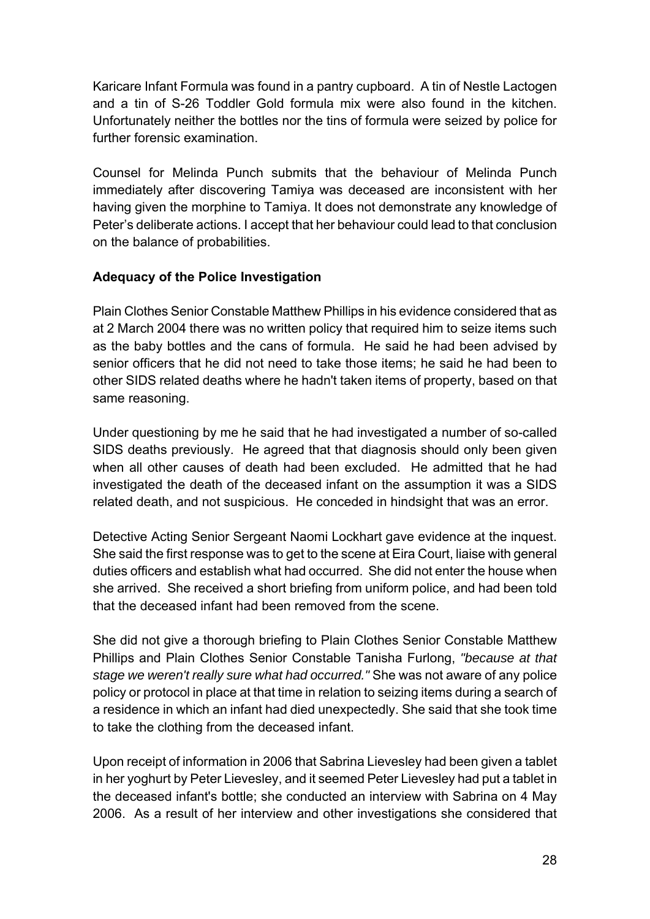Karicare Infant Formula was found in a pantry cupboard. A tin of Nestle Lactogen and a tin of S-26 Toddler Gold formula mix were also found in the kitchen. Unfortunately neither the bottles nor the tins of formula were seized by police for further forensic examination.

Counsel for Melinda Punch submits that the behaviour of Melinda Punch immediately after discovering Tamiya was deceased are inconsistent with her having given the morphine to Tamiya. It does not demonstrate any knowledge of Peter's deliberate actions. I accept that her behaviour could lead to that conclusion on the balance of probabilities.

**Adequacy of the Police Investigation**

Plain Clothes Senior Constable Matthew Phillips in his evidence considered that as at 2 March 2004 there was no written policy that required him to seize items such as the baby bottles and the cans of formula. He said he had been advised by senior officers that he did not need to take those items; he said he had been to other SIDS related deaths where he hadn't taken items of property, based on that same reasoning.

Under questioning by me he said that he had investigated a number of so-called SIDS deaths previously. He agreed that that diagnosis should only been given when all other causes of death had been excluded. He admitted that he had investigated the death of the deceased infant on the assumption it was a SIDS related death, and not suspicious. He conceded in hindsight that was an error.

Detective Acting Senior Sergeant Naomi Lockhart gave evidence at the inquest. She said the first response was to get to the scene at Eira Court, liaise with general duties officers and establish what had occurred. She did not enter the house when she arrived. She received a short briefing from uniform police, and had been told that the deceased infant had been removed from the scene.

She did not give a thorough briefing to Plain Clothes Senior Constable Matthew Phillips and Plain Clothes Senior Constable Tanisha Furlong, *"because at that stage we weren't really sure what had occurred."* She was not aware of any police policy or protocol in place at that time in relation to seizing items during a search of a residence in which an infant had died unexpectedly. She said that she took time to take the clothing from the deceased infant.

Upon receipt of information in 2006 that Sabrina Lievesley had been given a tablet in her yoghurt by Peter Lievesley, and it seemed Peter Lievesley had put a tablet in the deceased infant's bottle; she conducted an interview with Sabrina on 4 May 2006. As a result of her interview and other investigations she considered that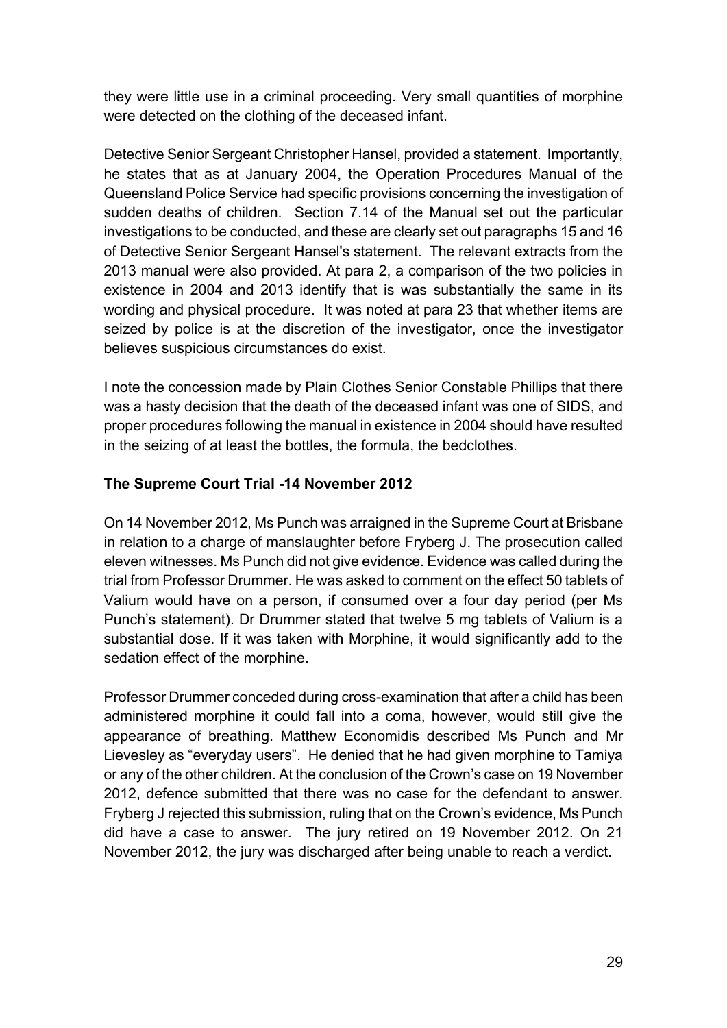they were little use in a criminal proceeding. Very small quantities of morphine were detected on the clothing of the deceased infant.

Detective Senior Sergeant Christopher Hansel, provided a statement. Importantly, he states that as at January 2004, the Operation Procedures Manual of the Queensland Police Service had specific provisions concerning the investigation of sudden deaths of children. Section 7.14 of the Manual set out the particular investigations to be conducted, and these are clearly set out paragraphs 15 and 16 of Detective Senior Sergeant Hansel's statement. The relevant extracts from the 2013 manual were also provided. At para 2, a comparison of the two policies in existence in 2004 and 2013 identify that is was substantially the same in its wording and physical procedure. It was noted at para 23 that whether items are seized by police is at the discretion of the investigator, once the investigator believes suspicious circumstances do exist.

I note the concession made by Plain Clothes Senior Constable Phillips that there was a hasty decision that the death of the deceased infant was one of SIDS, and proper procedures following the manual in existence in 2004 should have resulted in the seizing of at least the bottles, the formula, the bedclothes.

**The Supreme Court Trial -14 November 2012**

On 14 November 2012, Ms Punch was arraigned in the Supreme Court at Brisbane in relation to a charge of manslaughter before Fryberg J. The prosecution called eleven witnesses. Ms Punch did not give evidence. Evidence was called during the trial from Professor Drummer. He was asked to comment on the effect 50 tablets of Valium would have on a person, if consumed over a four day period (per Ms Punch's statement). Dr Drummer stated that twelve 5 mg tablets of Valium is a substantial dose. If it was taken with Morphine, it would significantly add to the sedation effect of the morphine.

Professor Drummer conceded during cross-examination that after a child has been administered morphine it could fall into a coma, however, would still give the appearance of breathing. Matthew Economidis described Ms Punch and Mr Lievesley as "everyday users". He denied that he had given morphine to Tamiya or any of the other children. At the conclusion of the Crown's case on 19 November 2012, defence submitted that there was no case for the defendant to answer. Fryberg J rejected this submission, ruling that on the Crown's evidence, Ms Punch did have a case to answer. The jury retired on 19 November 2012. On 21 November 2012, the jury was discharged after being unable to reach a verdict.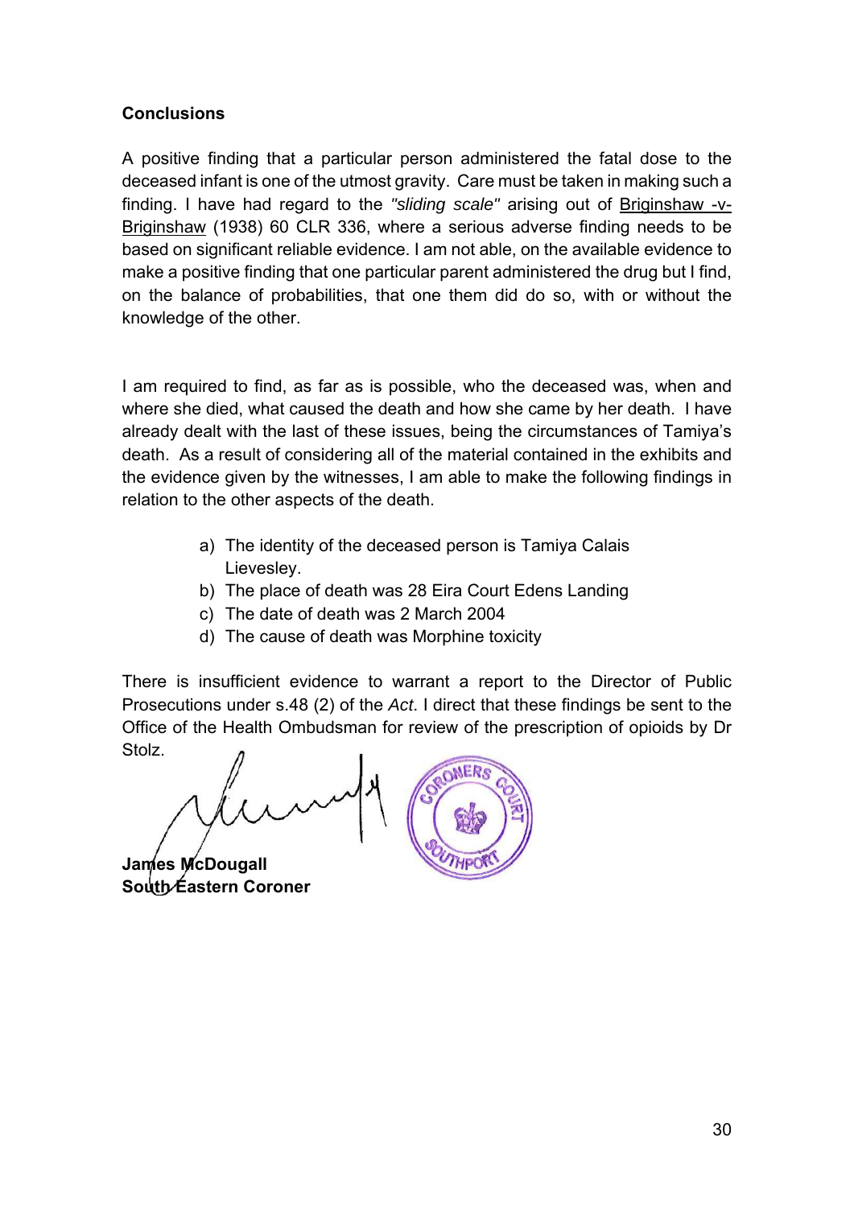**Conclusions**

A positive finding that a particular person administered the fatal dose to the deceased infant is one of the utmost gravity. Care must be taken in making such a finding. I have had regard to the *"sliding scale"* arising out of Briginshaw -v- Briginshaw (1938) 60 CLR 336, where a serious adverse finding needs to be based on significant reliable evidence. I am not able, on the available evidence to make a positive finding that one particular parent administered the drug but I find, on the balance of probabilities, that one them did do so, with or without the knowledge of the other.

I am required to find, as far as is possible, who the deceased was, when and where she died, what caused the death and how she came by her death. I have already dealt with the last of these issues, being the circumstances of Tamiya's death. As a result of considering all of the material contained in the exhibits and the evidence given by the witnesses, I am able to make the following findings in relation to the other aspects of the death.

a) The identity of the deceased person is Tamiya Calais Lievesley.
b) The place of death was 28 Eira Court Edens Landing
c) The date of death was 2 March 2004
d) The cause of death was Morphine toxicity

There is insufficient evidence to warrant a report to the Director of Public Prosecutions under s.48 (2) of the *Act*. I direct that these findings be sent to the Office of the Health Ombudsman for review of the prescription of opioids by Dr Stolz.

**James McDougall**
**South Eastern Coroner**

CORONERS COURT SOUTHPORT